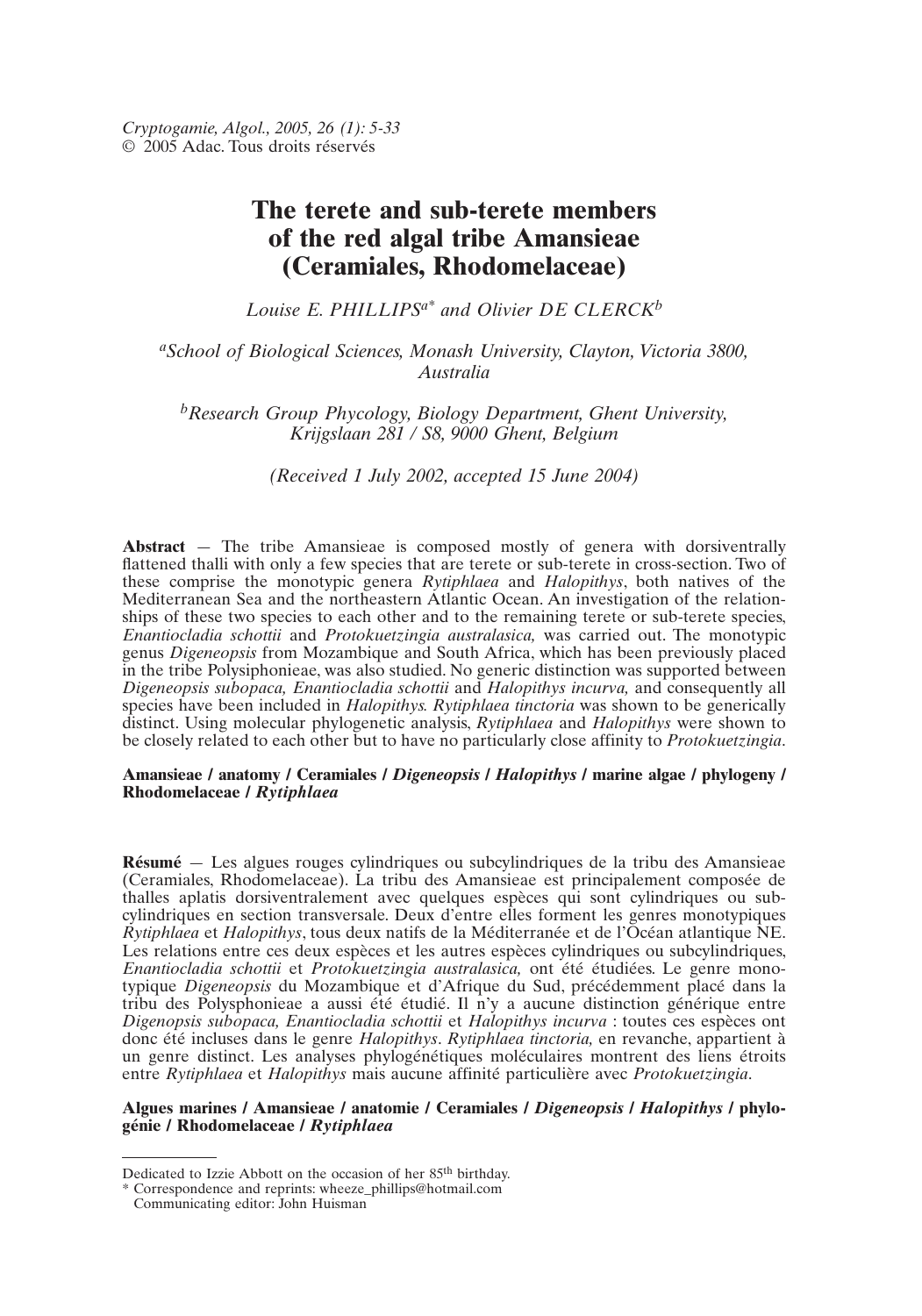# The terete and sub-terete members of the red algal tribe Amansieae (Ceramiales, Rhodomelaceae)

*Louise E. PHILLIPS[a*] and Olivier DE CLERCK[b]*

[a]*School of Biological Sciences, Monash University, Clayton, Victoria 3800, Australia*

[b]*Research Group Phycology, Biology Department, Ghent University, Krijgslaan 281 / S8, 9000 Ghent, Belgium*

*(Received 1 July 2002, accepted 15 June 2004)*

**Abstract** — The tribe Amansieae is composed mostly of genera with dorsiventrally flattened thalli with only a few species that are terete or sub-terete in cross-section. Two of these comprise the monotypic genera *Rytiphlaea* and *Halopithys*, both natives of the Mediterranean Sea and the northeastern Atlantic Ocean. An investigation of the relationships of these two species to each other and to the remaining terete or sub-terete species, *Enantiocladia schottii* and *Protokuetzingia australasica,* was carried out. The monotypic genus *Digeneopsis* from Mozambique and South Africa, which has been previously placed in the tribe Polysiphonieae, was also studied. No generic distinction was supported between *Digeneopsis subopaca, Enantiocladia schottii* and *Halopithys incurva,* and consequently all species have been included in *Halopithys. Rytiphlaea tinctoria* was shown to be generically distinct. Using molecular phylogenetic analysis, *Rytiphlaea* and *Halopithys* were shown to be closely related to each other but to have no particularly close affinity to *Protokuetzingia*.

**Amansieae / anatomy / Ceramiales / *Digeneopsis* / *Halopithys* / marine algae / phylogeny / Rhodomelaceae / *Rytiphlaea***

**Résumé** — Les algues rouges cylindriques ou subcylindriques de la tribu des Amansieae (Ceramiales, Rhodomelaceae). La tribu des Amansieae est principalement composée de thalles aplatis dorsiventralement avec quelques espèces qui sont cylindriques ou subcylindriques en section transversale. Deux d'entre elles forment les genres monotypiques *Rytiphlaea* et *Halopithys*, tous deux natifs de la Méditerranée et de l'Océan atlantique NE. Les relations entre ces deux espèces et les autres espèces cylindriques ou subcylindriques, *Enantiocladia schottii* et *Protokuetzingia australasica,* ont été étudiées. Le genre monotypique *Digeneopsis* du Mozambique et d'Afrique du Sud, précédemment placé dans la tribu des Polysphonieae a aussi été étudié. Il n'y a aucune distinction générique entre *Digenopsis subopaca, Enantiocladia schottii* et *Halopithys incurva* : toutes ces espèces ont donc été incluses dans le genre *Halopithys*. *Rytiphlaea tinctoria,* en revanche, appartient à un genre distinct. Les analyses phylogénétiques moléculaires montrent des liens étroits entre *Rytiphlaea* et *Halopithys* mais aucune affinité particulière avec *Protokuetzingia*.

**Algues marines / Amansieae / anatomie / Ceramiales / *Digeneopsis* / *Halopithys* / phylogénie / Rhodomelaceae / *Rytiphlaea***

---

Dedicated to Izzie Abbott on the occasion of her 85th birthday.

\* Correspondence and reprints: wheeze_phillips@hotmail.com

Communicating editor: John Huisman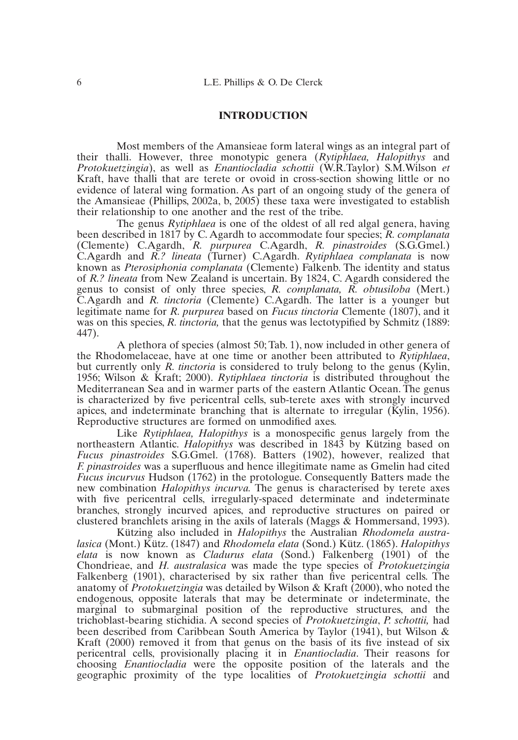## INTRODUCTION

Most members of the Amansieae form lateral wings as an integral part of their thalli. However, three monotypic genera (*Rytiphlaea, Halopithys* and *Protokuetzingia*), as well as *Enantiocladia schottii* (W.R.Taylor) S.M.Wilson *et* Kraft, have thalli that are terete or ovoid in cross-section showing little or no evidence of lateral wing formation. As part of an ongoing study of the genera of the Amansieae (Phillips, 2002a, b, 2005) these taxa were investigated to establish their relationship to one another and the rest of the tribe.

The genus *Rytiphlaea* is one of the oldest of all red algal genera, having been described in 1817 by C. Agardh to accommodate four species; *R. complanata* (Clemente) C.Agardh, *R. purpurea* C.Agardh, *R. pinastroides* (S.G.Gmel.) C.Agardh and *R.? lineata* (Turner) C.Agardh. *Rytiphlaea complanata* is now known as *Pterosiphonia complanata* (Clemente) Falkenb. The identity and status of *R.? lineata* from New Zealand is uncertain. By 1824, C. Agardh considered the genus to consist of only three species, *R. complanata, R. obtusiloba* (Mert.) C.Agardh and *R. tinctoria* (Clemente) C.Agardh. The latter is a younger but legitimate name for *R. purpurea* based on *Fucus tinctoria* Clemente (1807), and it was on this species, *R. tinctoria,* that the genus was lectotypified by Schmitz (1889: 447).

A plethora of species (almost 50; Tab. 1), now included in other genera of the Rhodomelaceae, have at one time or another been attributed to *Rytiphlaea*, but currently only *R. tinctoria* is considered to truly belong to the genus (Kylin, 1956; Wilson & Kraft; 2000). *Rytiphlaea tinctoria* is distributed throughout the Mediterranean Sea and in warmer parts of the eastern Atlantic Ocean. The genus is characterized by five pericentral cells, sub-terete axes with strongly incurved apices, and indeterminate branching that is alternate to irregular (Kylin, 1956). Reproductive structures are formed on unmodified axes.

Like *Rytiphlaea, Halopithys* is a monospecific genus largely from the northeastern Atlantic. *Halopithys* was described in 1843 by Kützing based on *Fucus pinastroides* S.G.Gmel. (1768). Batters (1902), however, realized that *F. pinastroides* was a superfluous and hence illegitimate name as Gmelin had cited *Fucus incurvus* Hudson (1762) in the protologue. Consequently Batters made the new combination *Halopithys incurva.* The genus is characterised by terete axes with five pericentral cells, irregularly-spaced determinate and indeterminate branches, strongly incurved apices, and reproductive structures on paired or clustered branchlets arising in the axils of laterals (Maggs & Hommersand, 1993).

Kützing also included in *Halopithys* the Australian *Rhodomela australasica* (Mont.) Kütz. (1847) and *Rhodomela elata* (Sond.) Kütz. (1865). *Halopithys elata* is now known as *Cladurus elata* (Sond.) Falkenberg (1901) of the Chondrieae, and *H. australasica* was made the type species of *Protokuetzingia* Falkenberg (1901), characterised by six rather than five pericentral cells. The anatomy of *Protokuetzingia* was detailed by Wilson & Kraft (2000), who noted the endogenous, opposite laterals that may be determinate or indeterminate, the marginal to submarginal position of the reproductive structures, and the trichoblast-bearing stichidia. A second species of *Protokuetzingia*, *P. schottii,* had been described from Caribbean South America by Taylor (1941), but Wilson & Kraft (2000) removed it from that genus on the basis of its five instead of six pericentral cells, provisionally placing it in *Enantiocladia*. Their reasons for choosing *Enantiocladia* were the opposite position of the laterals and the geographic proximity of the type localities of *Protokuetzingia schottii* and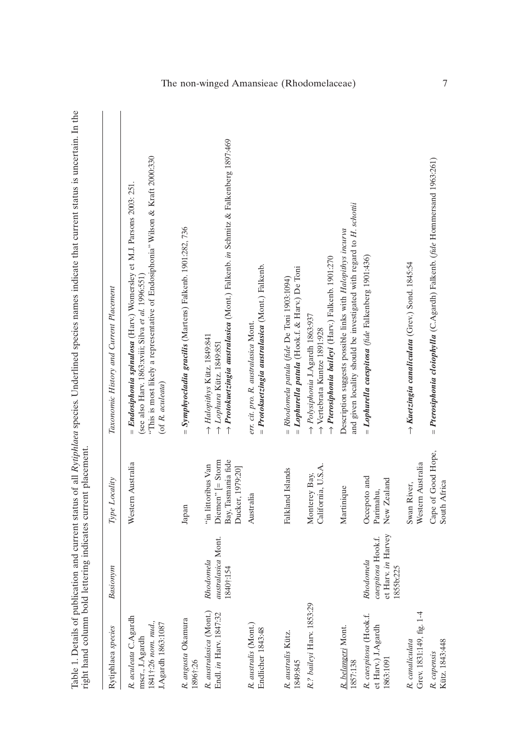Table 1. Details of publication and current status of all *Rytiphlaea* species. Underlined species names indicate that current status is uncertain. In the right hand column bold lettering indicates current placement.

| Rytiphlaea *species* | *Basionym* | *Type Locality* | *Taxonomic History and Current Placement* |
|---|---|---|---|
| *R. aculeata* C.Agardh mscr., J.Agardh 1841†:26 *nom. nud.*, J.Agardh 1863:1087 | | Western Australia | = ***Endosiphonia spinulosa*** (Harv.) Womersley et M.J. Parsons 2003: 251. (see also Harv. 1863:xviii; Silva *et al.* 1996:551) "This is most likely a representative of Endosiphonia" Wilson & Kraft 2000:330 (of *R. aculeata*) |
| *R. angusta* Okamura 1896†:26 | | Japan | = ***Symphyocladia gracilis*** (Martens) Falkenb. 1901:282, 736 |
| *R. australasica* (Mont.) Endl. *in* Harv. 1847:32 | *Rhodomela australasica* Mont. 1840†:154 | "in littoribus Van Diemen" [= Storm Bay, Tasmania fide Ducker, 1979:20] | → *Halopithys* Kütz. 1849:841<br>→ *Lophura* Kütz. 1849:851<br>→ ***Protokuetzingia australasica*** (Mont.) Falkenb. *in* Schmitz & Falkenberg 1897:469 |
| *R. australis* (Mont.) Endlicher 1843:48 | | Australia | *err. cit. pro. R. australasica* Mont.<br>= ***Protokuetzingia australasica*** (Mont.) Falkenb. |
| *R. australis* Kütz. 1849:845 | | Falkland Islands | = *Rhodomela patula* (*fide* De Toni 1903:1094)<br>= ***Lophurella patula*** (Hook.f. & Harv.) De Toni |
| *R.? baileyi* Harv. 1853:29 | | Monterey Bay, California, U.S.A. | → *Polysiphonia* J.Agardh 1863:937<br>→ Vertebrata Kuntze 1891:928<br>→ ***Pterosiphonia baileyi*** (Harv.) Falkenb. 1901:270 |
| <u>*R. belangeri*</u> Mont. 1857:138 | | Martinique | Description suggests possible links with *Halopithys incurva* and given locality should be investigated with regard to *H. schottii* |
| *R. caespitosa* (Hook.f. et Harv.) J.Agardh 1863:1091 | *Rhodomela caespitosa* Hook.f. et Harv. *in* Harvey 1855b:225 | Occepoto and Parimahu, New Zealand | = ***Lophurella caespitosa*** (*fide* Falkenberg 1901:436) |
| *R. canaliculata* Grev. 1831:149, fig. 1-4 | | Swan River, Western Australia | → ***Kuetzingia canaliculata*** (Grev.) Sond. 1845:54 |
| *R. capensis* Kütz. 1843:448 | | Cape of Good Hope, South Africa | = ***Pterosiphonia cloiophylla*** (C.Agardh) Falkenb. (*fide* Hommersand 1963:261) |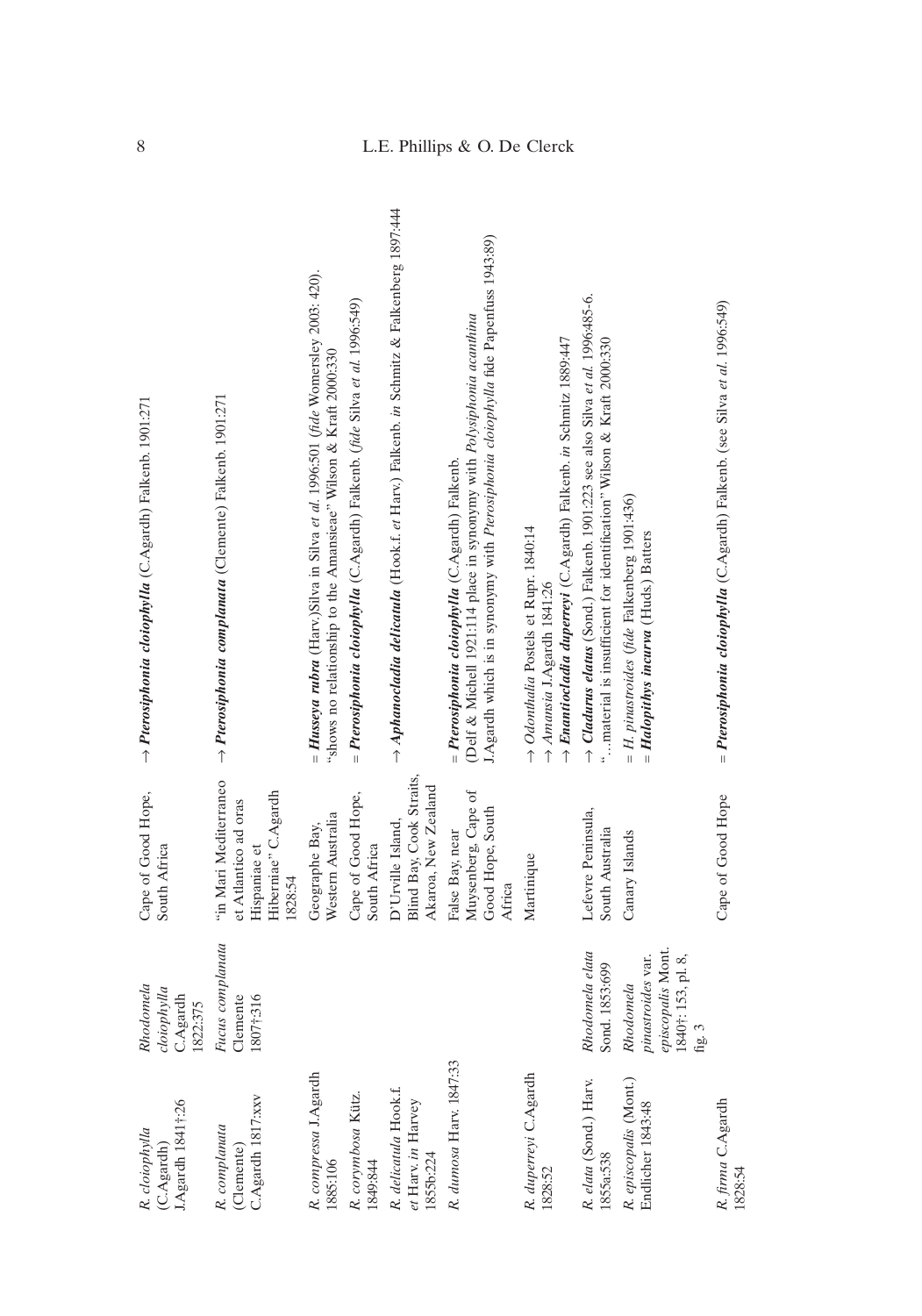| | | | |
|---|---|---|---|
| *R. cloiophylla* (C.Agardh) J.Agardh 1841†:26 | *Rhodomela cloiophylla* C.Agardh 1822:375 | Cape of Good Hope, South Africa | → ***Pterosiphonia cloiophylla*** (C.Agardh) Falkenb. 1901:271 |
| *R. complanata* (Clemente) C.Agardh 1817:xxv | *Fucus complanata* Clemente 1807†:316 | "in Mari Mediterraneo et Atlantico ad oras Hispaniae et Hiberniae" C.Agardh 1828:54 | → ***Pterosiphonia complanata*** (Clemente) Falkenb. 1901:271 |
| *R. compressa* J.Agardh 1885:106 | | Geographe Bay, Western Australia | = ***Husseya rubra*** (Harv.)Silva in Silva *et al.* 1996:501 (*fide* Womersley 2003: 420). "shows no relationship to the Amansieae" Wilson & Kraft 2000:330 |
| *R. corymbosa* Kütz. 1849:844 | | Cape of Good Hope, South Africa | = ***Pterosiphonia cloiophylla*** (C.Agardh) Falkenb. (*fide* Silva *et al.* 1996:549) |
| *R. delicatula* Hook.f. *et* Harv. *in* Harvey 1855b:224 | | D'Urville Island, Blind Bay, Cook Straits, Akaroa, New Zealand | → ***Aphanocladia delicatula*** (Hook.f. *et* Harv.) Falkenb. *in* Schmitz & Falkenberg 1897:444 |
| *R. dumosa* Harv. 1847:33 | | False Bay, near Muysenberg, Cape of Good Hope, South Africa | = ***Pterosiphonia cloiophylla*** (C.Agardh) Falkenb. (Delf & Michell 1921:114 place in synonymy with *Polysiphonia acanthina* J.Agardh which is in synonymy with *Pterosiphonia cloiophylla* fide Papenfuss 1943:89) |
| *R. duperreyi* C.Agardh 1828:52 | | Martinique | → *Odonthalia* Postels et Rupr. 1840:14<br>→ *Amansia* J.Agardh 1841:26<br>→ ***Enantiocladia duperreyi*** (C.Agardh) Falkenb. *in* Schmitz 1889:447 |
| *R. elata* (Sond.) Harv. 1855a:538 | *Rhodomela elata* Sond. 1853:699 | Lefevre Peninsula, South Australia | → ***Cladurus elatus*** (Sond.) Falkenb. 1901:223 see also Silva *et al.* 1996:485-6. "...material is insufficient for identification" Wilson & Kraft 2000:330 |
| *R. episcopalis* (Mont.) Endlicher 1843:48 | *Rhodomela pinastroides* var. *episcopalis* Mont. 1840†: 153, pl. 8, fig. 3 | Canary Islands | = *H. pinastroides* (*fide* Falkenberg 1901:436)<br>= ***Halopithys incurva*** (Huds.) Batters |
| *R. firma* C.Agardh 1828:54 | | Cape of Good Hope | = ***Pterosiphonia cloiophylla*** (C.Agardh) Falkenb. (see Silva *et al.* 1996:549) |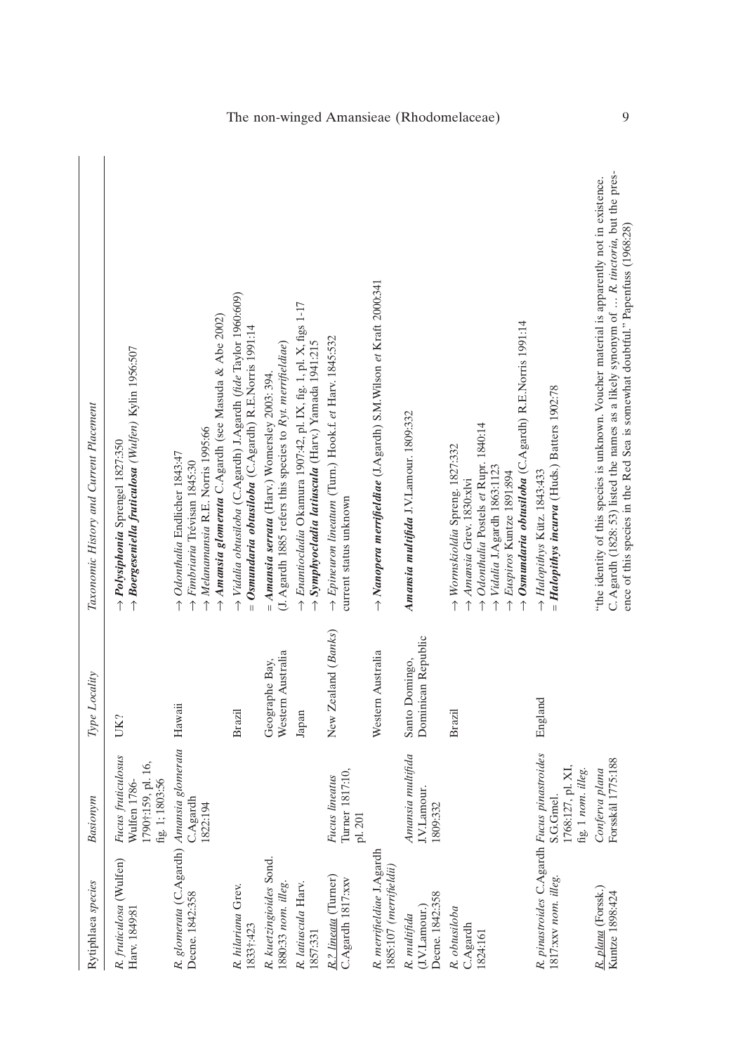| Rytiphlaea species | Basionym | Type Locality | Taxonomic History and Current Placement |
|---|---|---|---|
| *R. fruticulosa* (Wulfen) Harv. 1849:81 | *Fucus fruticulosus* Wulfen 1786-1790†:159, pl. 16, fig. 1; 1803:56 | UK? | → ***Polysiphonia*** Sprengel 1827:350<br>→ ***Boergeseniella fruticulosa*** *(Wulfen)* Kylin 1956:507 |
| *R. glomerata* (C.Agardh) Decne. 1842:358 | *Amansia glomerata* C.Agardh 1822:194 | Hawaii | → *Odonthalia* Endlicher 1843:47<br>→ *Fimbriaria* Trévisan 1845:30<br>→ *Melanamansia* R.E. Norris 1995:66<br>→ ***Amansia glomerata*** C.Agardh (see Masuda & Abe 2002) |
| *R. hilariana* Grev. 1833†:423 | | Brazil | → *Vidalia obtusiloba* (C.Agardh) J.Agardh (*fide* Taylor 1960:609)<br>= ***Osmundaria obtusiloba*** (C.Agardh) R.E.Norris 1991:14 |
| *R. kuetzingioides* Sond. 1880:33 *nom. illeg.* | | Geographe Bay, Western Australia | = ***Amansia serrata*** (Harv.) Womersley 2003: 394.<br>(J. Agardh 1885 refers this species to *Ryt. merrifieldiae*) |
| *R. latiuscula* Harv. 1857:331 | | Japan | → *Enantiocladia* Okamura 1907:42, pl. IX, fig. 1, pl. X, figs 1-17<br>→ ***Symphyocladia latiuscula*** (Harv.) Yamada 1941:215 |
| <u>*R.? lineata*</u> (Turner) C.Agardh 1817:xxv | *Fucus lineatus* Turner 1817:10, pl. 201 | New Zealand (*Banks*) | → *Epineuron lineatum* (Turn.) Hook.f. *et* Harv. 1845:532<br>current status unknown |
| *R. merrifieldiae* J.Agardh 1885:107 (*merrifieldii*) | | Western Australia | → ***Nanopera merrifieldiae*** (J.Agardh) S.M.Wilson *et* Kraft 2000:341 |
| *R. multifida* (J.V.Lamour.) Decne. 1842:358 | *Amansia multifida* J.V.Lamour. 1809:332 | Santo Domingo, Dominican Republic | ***Amansia multifida*** J.V.Lamour. 1809:332 |
| *R. obtusiloba* C.Agardh 1824:161 | | Brazil | → *Wormskioldia* Spreng. 1827:332<br>→ *Amansia* Grev. 1830:xlvi<br>→ *Odonthalia* Postels *et* Rupr. 1840:14<br>→ *Vidalia* J.Agardh 1863:1123<br>→ *Euspiros* Kuntze 1891:894<br>→ ***Osmundaria obtusiloba*** (C.Agardh) R.E.Norris 1991:14 |
| *R. pinastroides* C.Agardh 1817:xxv *nom. illeg.* | *Fucus pinastroides* S.G.Gmel. 1768:127, pl. XI, fig. 1 *nom. illeg.* | England | → *Halopithys* Kütz. 1843:433<br>= ***Halopithys incurva*** (Huds.) Batters 1902:78 |
| <u>*R. plana*</u> (Forssk.) Kuntze 1898:424 | *Conferva plana* Forsskål 1775:188 | | "the identity of this species is unknown. Voucher material is apparently not in existence. C.Agardh (1828: 53) listed the names as a likely synonym of … *R. tinctoria*, but the presence of this species in the Red Sea is somewhat doubtful." Papenfuss (1968:28) |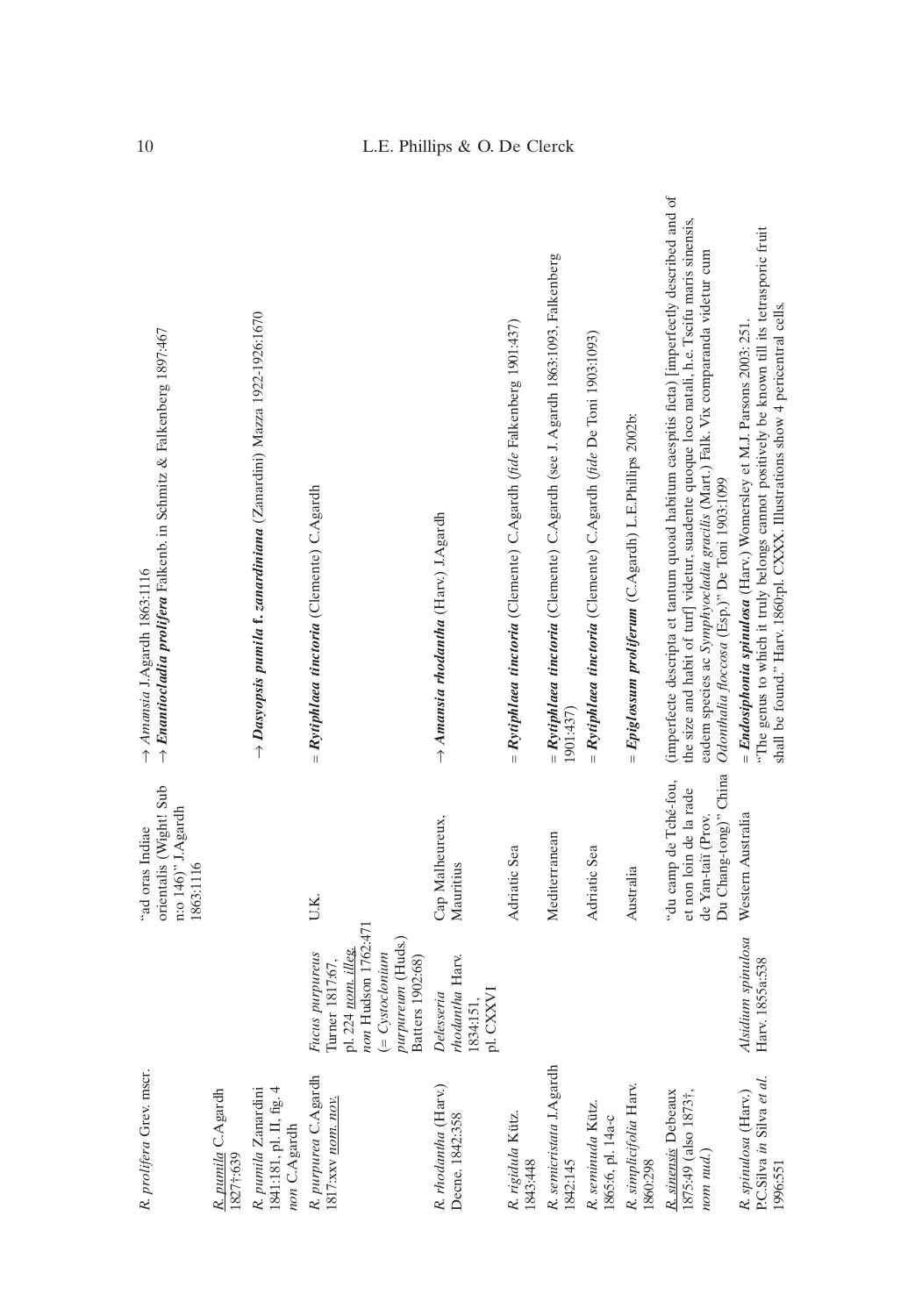| | | | |
|---|---|---|---|
| *R. prolifera* Grev. mscr. | | "ad oras Indiae orientalis (Wight! Sub n:o 146)" J.Agardh 1863:1116 | → *Amansia* J.Agardh 1863:1116<br>→ ***Enantiocladia prolifera*** Falkenb. in Schmitz & Falkenberg 1897:467 |
| *R. pumila* C.Agardh 1827†:639 | | | |
| *R. pumila* Zanardini 1841:181, pl. II, fig. 4 *non* C.Agardh | | | → ***Dasyopsis pumila* f. *zanardiniana*** (Zanardini) Mazza 1922-1926:1670 |
| *R. purpurea* C.Agardh 1817:xxv *nom. nov.* | *Fucus purpureus* Turner 1817:67, pl. 224 *nom. illeg. non* Hudson 1762:471 (= *Cystoclonium purpureum* (Huds.) Batters 1902:68) | U.K. | = ***Rytiphlaea tinctoria*** (Clemente) C.Agardh |
| *R. rhodantha* (Harv.) Decne. 1842:358 | *Delesseria rhodantha* Harv. 1834:151, pl. CXXVI | Cap Malheureux, Mauritius | → ***Amansia rhodantha*** (Harv.) J.Agardh |
| *R. rigidula* Kütz. 1843:448 | | Adriatic Sea | = ***Rytiphlaea tinctoria*** (Clemente) C.Agardh (*fide* Falkenberg 1901:437) |
| *R. semicristata* J.Agardh 1842:145 | | Mediterranean | = ***Rytiphlaea tinctoria*** (Clemente) C.Agardh (see J. Agardh 1863:1093, Falkenberg 1901:437) |
| *R. seminuda* Kütz. 1865:6, pl. 14a-c | | Adriatic Sea | = ***Rytiphlaea tinctoria*** (Clemente) C.Agardh (*fide* De Toni 1903:1093) |
| *R. simplicifolia* Harv. 1860:298 | | Australia | = ***Epiglossum proliferum*** (C.Agardh) L.E.Phillips 2002b: |
| *R. sinensis* Debeaux 1875:49 (also 1873†, *nom nud.*) | | "du camp de Tché-fou, et non loin de la rade de Yan-taï (Prov. Du Chang-tong)" China | (imperfecte descripta et tantum quoad habitum caespitis ficta) [imperfectly described and of the size and habit of turf] videtur, suadente quoque loco natali, h.e. Tscifu maris sinensis, eadem species ac *Symphyocladia gracilis* (Mart.) Falk. Vix comparanda videtur cum *Odonthalia floccosa* (Esp.)" De Toni 1903:1099 |
| *R. spinulosa* (Harv.) P.C.Silva *in* Silva *et al.* 1996:551 | *Alsidium spinulosa* Harv. 1855a:538 | Western Australia | = ***Endosiphonia spinulosa*** (Harv.) Womersley et M.J. Parsons 2003: 251.<br>"The genus to which it truly belongs cannot positively be known till its tetrasporic fruit shall be found." Harv. 1860:pl. CXXX. Illustrations show 4 pericentral cells. |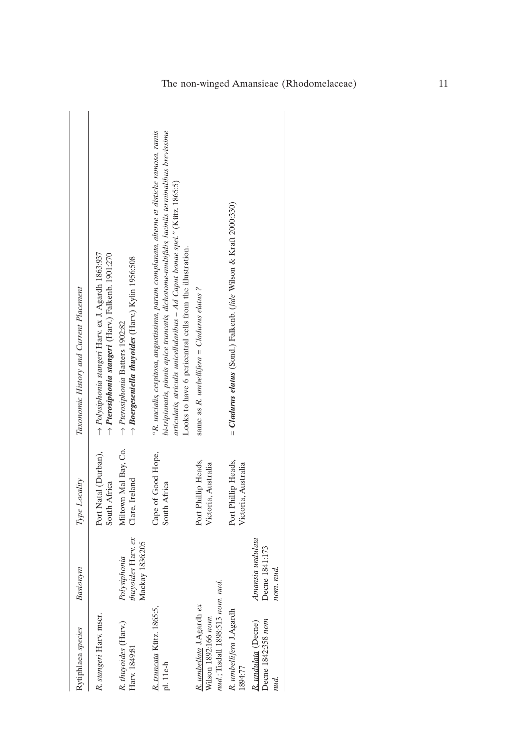| Rytiphlaea *species* | *Basionym* | *Type Locality* | *Taxonomic History and Current Placement* |
|---|---|---|---|
| *R. stangeri* Harv. mscr. | | Port Natal (Durban), South Africa | → *Polysiphonia stangeri* Harv. ex J. Agardh 1863:937<br>→ ***Pterosiphonia stangeri*** (Harv.) Falkenb. 1901:270 |
| *R. thuyoides* (Harv.) Harv. 1849:81 | *Polysiphonia thuyoides* Harv. *ex* Mackay 1836:205 | Miltown Mal Bay, Co. Clare, Ireland | → *Pterosiphonia* Batters 1902:82<br>→ ***Boergeseniella thuyoides*** (Harv.) Kylin 1956:508 |
| R. truncata Kütz. 1865:5, pl. 11e-h | | Cape of Good Hope, South Africa | "*R. uncialis, cespitosa, angustissima, parum complanata, alterne et distiche ramosa, ramis bi-tripinnatis, pinnis apice truncatis, dichotome-multifidis, laciniis terminalibus brevissime articulatis, atriculis unicellularibus – Ad Caput bonae spei.*" (Kütz. 1865:5)<br>Looks to have 6 pericentral cells from the illustration. |
| R. umbellata J.Agardh *ex* Wilson 1892:166 *nom. nud.*; Tisdall 1898:513 *nom. nud.* | | Port Phillip Heads, Victoria, Australia | same as *R. umbellifera* = *Cladurus elatus* ? |
| *R. umbellifera* J.Agardh 1894:77 | | Port Phillip Heads, Victoria, Australia | = ***Cladurus elatus*** (Sond.) Falkenb. (*fide* Wilson & Kraft 2000:330) |
| R. undulata (Decne) Decne 1842:358 *nom nud.* | *Amansia undulata* Decne 1841:173 *nom. nud.* | | |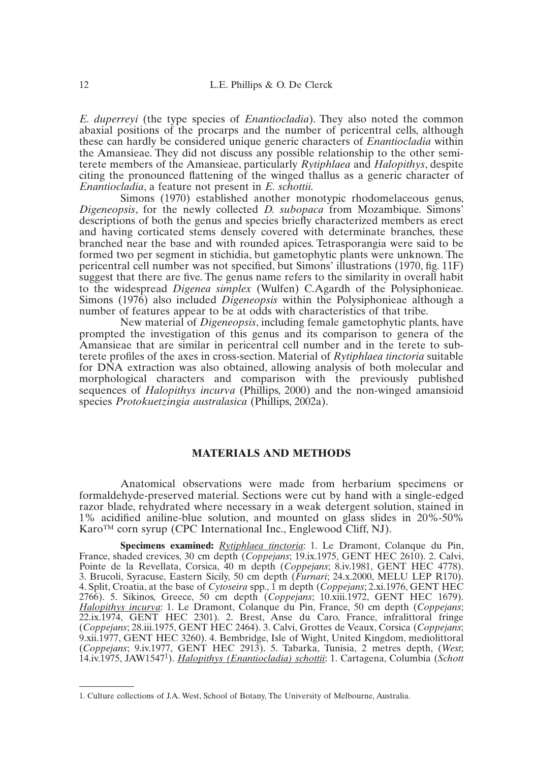*E. duperreyi* (the type species of *Enantiocladia*). They also noted the common abaxial positions of the procarps and the number of pericentral cells, although these can hardly be considered unique generic characters of *Enantiocladia* within the Amansieae. They did not discuss any possible relationship to the other semi-terete members of the Amansieae, particularly *Rytiphlaea* and *Halopithys*, despite citing the pronounced flattening of the winged thallus as a generic character of *Enantiocladia*, a feature not present in *E. schottii.*

Simons (1970) established another monotypic rhodomelaceous genus, *Digeneopsis*, for the newly collected *D. subopaca* from Mozambique. Simons' descriptions of both the genus and species briefly characterized members as erect and having corticated stems densely covered with determinate branches, these branched near the base and with rounded apices. Tetrasporangia were said to be formed two per segment in stichidia, but gametophytic plants were unknown. The pericentral cell number was not specified, but Simons' illustrations (1970, fig. 11F) suggest that there are five. The genus name refers to the similarity in overall habit to the widespread *Digenea simplex* (Wulfen) C.Agardh of the Polysiphonieae. Simons (1976) also included *Digeneopsis* within the Polysiphonieae although a number of features appear to be at odds with characteristics of that tribe.

New material of *Digeneopsis*, including female gametophytic plants, have prompted the investigation of this genus and its comparison to genera of the Amansieae that are similar in pericentral cell number and in the terete to sub-terete profiles of the axes in cross-section. Material of *Rytiphlaea tinctoria* suitable for DNA extraction was also obtained, allowing analysis of both molecular and morphological characters and comparison with the previously published sequences of *Halopithys incurva* (Phillips, 2000) and the non-winged amansioid species *Protokuetzingia australasica* (Phillips, 2002a).

## MATERIALS AND METHODS

Anatomical observations were made from herbarium specimens or formaldehyde-preserved material. Sections were cut by hand with a single-edged razor blade, rehydrated where necessary in a weak detergent solution, stained in 1% acidified aniline-blue solution, and mounted on glass slides in 20%-50% Karo™ corn syrup (CPC International Inc., Englewood Cliff, NJ).

**Specimens examined:** Rytiphlaea tinctoria: 1. Le Dramont, Colanque du Pin, France, shaded crevices, 30 cm depth (*Coppejans*; 19.ix.1975, GENT HEC 2610). 2. Calvi, Pointe de la Revellata, Corsica, 40 m depth (*Coppejans*; 8.iv.1981, GENT HEC 4778). 3. Brucoli, Syracuse, Eastern Sicily, 50 cm depth (*Furnari*; 24.x.2000, MELU LEP R170). 4. Split, Croatia, at the base of *Cytoseira* spp., 1 m depth (*Coppejans*; 2.xi.1976, GENT HEC 2766). 5. Sikinos, Greece, 50 cm depth (*Coppejans*; 10.xiii.1972, GENT HEC 1679). Halopithys incurva: 1. Le Dramont, Colanque du Pin, France, 50 cm depth (*Coppejans*; 22.ix.1974, GENT HEC 2301). 2. Brest, Anse du Caro, France, infralittoral fringe (*Coppejans*; 28.iii.1975, GENT HEC 2464). 3. Calvi, Grottes de Veaux, Corsica (*Coppejans*; 9.xii.1977, GENT HEC 3260). 4. Bembridge, Isle of Wight, United Kingdom, mediolittoral (*Coppejans*; 9.iv.1977, GENT HEC 2913). 5. Tabarka, Tunisia, 2 metres depth, (*West*; 14.iv.1975, JAW1547[1]). Halopithys (Enantiocladia) schottii: 1. Cartagena, Columbia (*Schott*

1. Culture collections of J.A. West, School of Botany, The University of Melbourne, Australia.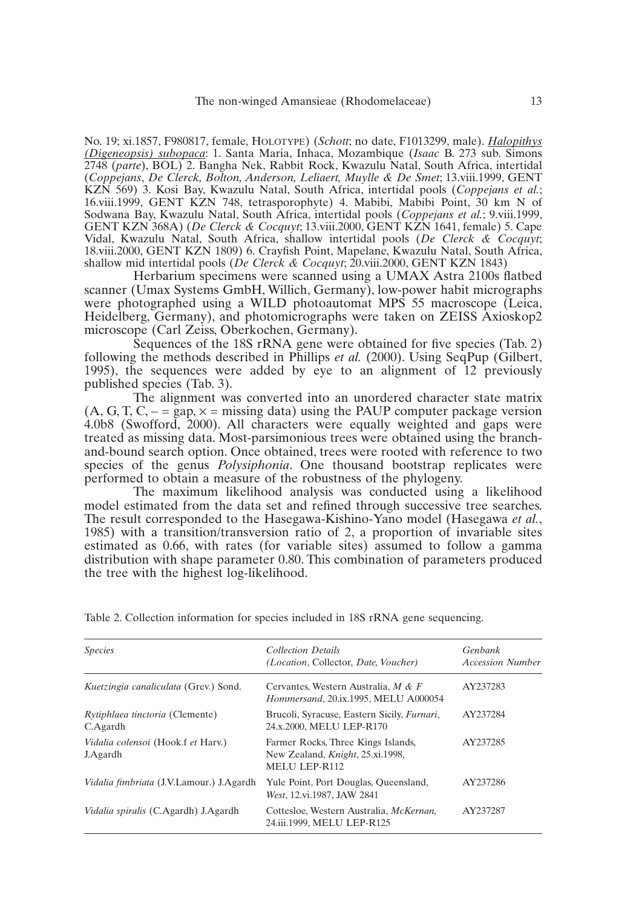No. 19; xi.1857, F980817, female, HOLOTYPE) (*Schott*; no date, F1013299, male). *Halopithys (Digeneopsis) subopaca*: 1. Santa Maria, Inhaca, Mozambique (*Isaac* B. 273 sub. Simons 2748 (*parte*), BOL) 2. Bangha Nek, Rabbit Rock, Kwazulu Natal, South Africa, intertidal (*Coppejans*, *De Clerck, Bolton, Anderson, Leliaert, Muylle & De Smet*; 13.viii.1999, GENT KZN 569) 3. Kosi Bay, Kwazulu Natal, South Africa, intertidal pools (*Coppejans et al.*; 16.viii.1999, GENT KZN 748, tetrasporophyte) 4. Mabibi, Mabibi Point, 30 km N of Sodwana Bay, Kwazulu Natal, South Africa, intertidal pools (*Coppejans et al.*; 9.viii.1999, GENT KZN 368A) (*De Clerck & Cocquyt*; 13.viii.2000, GENT KZN 1641, female) 5. Cape Vidal, Kwazulu Natal, South Africa, shallow intertidal pools (*De Clerck & Cocquyt*; 18.viii.2000, GENT KZN 1809) 6. Crayfish Point, Mapelane, Kwazulu Natal, South Africa, shallow mid intertidal pools (*De Clerck & Cocquyt*; 20.viii.2000, GENT KZN 1843)

Herbarium specimens were scanned using a UMAX Astra 2100s flatbed scanner (Umax Systems GmbH, Willich, Germany), low-power habit micrographs were photographed using a WILD photoautomat MPS 55 macroscope (Leica, Heidelberg, Germany), and photomicrographs were taken on ZEISS Axioskop2 microscope (Carl Zeiss, Oberkochen, Germany).

Sequences of the 18S rRNA gene were obtained for five species (Tab. 2) following the methods described in Phillips *et al.* (2000). Using SeqPup (Gilbert, 1995), the sequences were added by eye to an alignment of 12 previously published species (Tab. 3).

The alignment was converted into an unordered character state matrix (A, G, T, C, – = gap, × = missing data) using the PAUP computer package version 4.0b8 (Swofford, 2000). All characters were equally weighted and gaps were treated as missing data. Most-parsimonious trees were obtained using the branch-and-bound search option. Once obtained, trees were rooted with reference to two species of the genus *Polysiphonia*. One thousand bootstrap replicates were performed to obtain a measure of the robustness of the phylogeny.

The maximum likelihood analysis was conducted using a likelihood model estimated from the data set and refined through successive tree searches. The result corresponded to the Hasegawa-Kishino-Yano model (Hasegawa *et al.*, 1985) with a transition/transversion ratio of 2, a proportion of invariable sites estimated as 0.66, with rates (for variable sites) assumed to follow a gamma distribution with shape parameter 0.80. This combination of parameters produced the tree with the highest log-likelihood.

Table 2. Collection information for species included in 18S rRNA gene sequencing.

| *Species* | *Collection Details (Location*, Collector*, Date, Voucher)* | *Genbank Accession Number* |
|---|---|---|
| *Kuetzingia canaliculata* (Grev.) Sond. | Cervantes, Western Australia, *M & F Hommersand*, 20.ix.1995, MELU A000054 | AY237283 |
| *Rytiphlaea tinctoria* (Clemente) C.Agardh | Brucoli, Syracuse, Eastern Sicily, *Furnari*, 24.x.2000, MELU LEP-R170 | AY237284 |
| *Vidalia colensoi* (Hook.f *et* Harv.) J.Agardh | Farmer Rocks, Three Kings Islands, New Zealand, *Knight*, 25.xi.1998, MELU LEP-R112 | AY237285 |
| *Vidalia fimbriata* (J.V.Lamour.) J.Agardh | Yule Point, Port Douglas, Queensland, *West*, 12.vi.1987, JAW 2841 | AY237286 |
| *Vidalia spiralis* (C.Agardh) J.Agardh | Cottesloe, Western Australia, *McKernan*, 24.iii.1999, MELU LEP-R125 | AY237287 |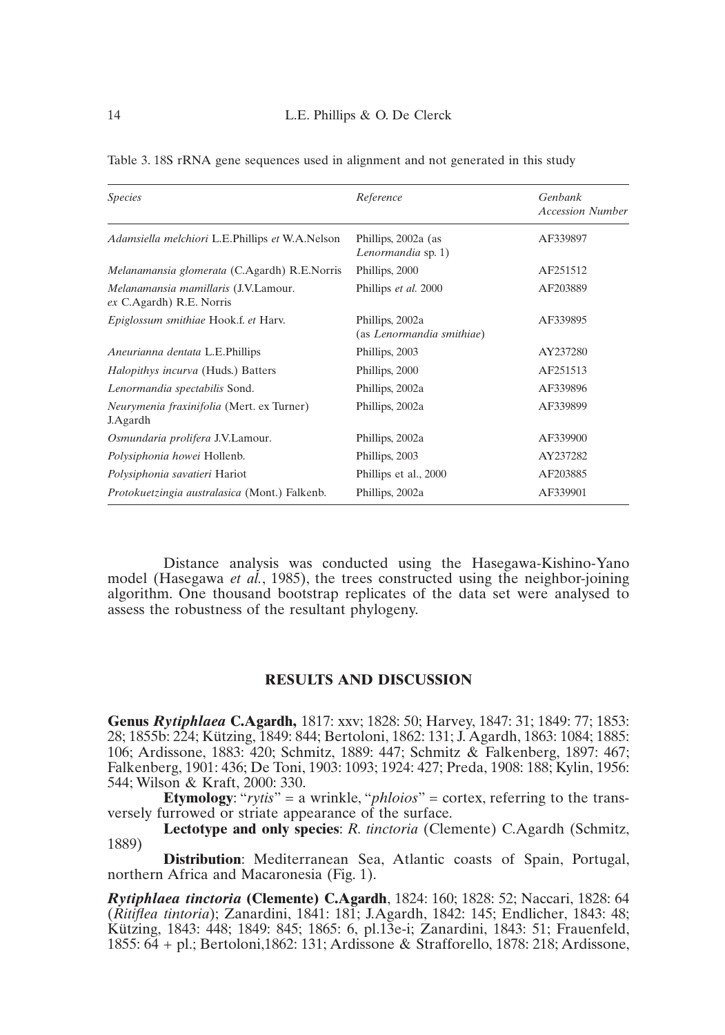Table 3. 18S rRNA gene sequences used in alignment and not generated in this study

| *Species* | *Reference* | *Genbank Accession Number* |
|---|---|---|
| *Adamsiella melchiori* L.E.Phillips *et* W.A.Nelson | Phillips, 2002a (as *Lenormandia* sp. 1) | AF339897 |
| *Melanamansia glomerata* (C.Agardh) R.E.Norris | Phillips, 2000 | AF251512 |
| *Melanamansia mamillaris* (J.V.Lamour. *ex* C.Agardh) R.E. Norris | Phillips *et al.* 2000 | AF203889 |
| *Epiglossum smithiae* Hook.f. *et* Harv. | Phillips, 2002a (as *Lenormandia smithiae*) | AF339895 |
| *Aneurianna dentata* L.E.Phillips | Phillips, 2003 | AY237280 |
| *Halopithys incurva* (Huds.) Batters | Phillips, 2000 | AF251513 |
| *Lenormandia spectabilis* Sond. | Phillips, 2002a | AF339896 |
| *Neurymenia fraxinifolia* (Mert. ex Turner) J.Agardh | Phillips, 2002a | AF339899 |
| *Osmundaria prolifera* J.V.Lamour. | Phillips, 2002a | AF339900 |
| *Polysiphonia howei* Hollenb. | Phillips, 2003 | AY237282 |
| *Polysiphonia savatieri* Hariot | Phillips et al., 2000 | AF203885 |
| *Protokuetzingia australasica* (Mont.) Falkenb. | Phillips, 2002a | AF339901 |

Distance analysis was conducted using the Hasegawa-Kishino-Yano model (Hasegawa *et al.*, 1985), the trees constructed using the neighbor-joining algorithm. One thousand bootstrap replicates of the data set were analysed to assess the robustness of the resultant phylogeny.

## RESULTS AND DISCUSSION

**Genus *Rytiphlaea* C.Agardh,** 1817: xxv; 1828: 50; Harvey, 1847: 31; 1849: 77; 1853: 28; 1855b: 224; Kützing, 1849: 844; Bertoloni, 1862: 131; J. Agardh, 1863: 1084; 1885: 106; Ardissone, 1883: 420; Schmitz, 1889: 447; Schmitz & Falkenberg, 1897: 467; Falkenberg, 1901: 436; De Toni, 1903: 1093; 1924: 427; Preda, 1908: 188; Kylin, 1956: 544; Wilson & Kraft, 2000: 330.

**Etymology**: "*rytis*" = a wrinkle, "*phloios*" = cortex, referring to the transversely furrowed or striate appearance of the surface.

**Lectotype and only species**: *R. tinctoria* (Clemente) C.Agardh (Schmitz, 1889)

**Distribution**: Mediterranean Sea, Atlantic coasts of Spain, Portugal, northern Africa and Macaronesia (Fig. 1).

***Rytiphlaea tinctoria* (Clemente) C.Agardh**, 1824: 160; 1828: 52; Naccari, 1828: 64 (*Ritiflea tintoria*); Zanardini, 1841: 181; J.Agardh, 1842: 145; Endlicher, 1843: 48; Kützing, 1843: 448; 1849: 845; 1865: 6, pl.13e-i; Zanardini, 1843: 51; Frauenfeld, 1855: 64 + pl.; Bertoloni,1862: 131; Ardissone & Strafforello, 1878: 218; Ardissone,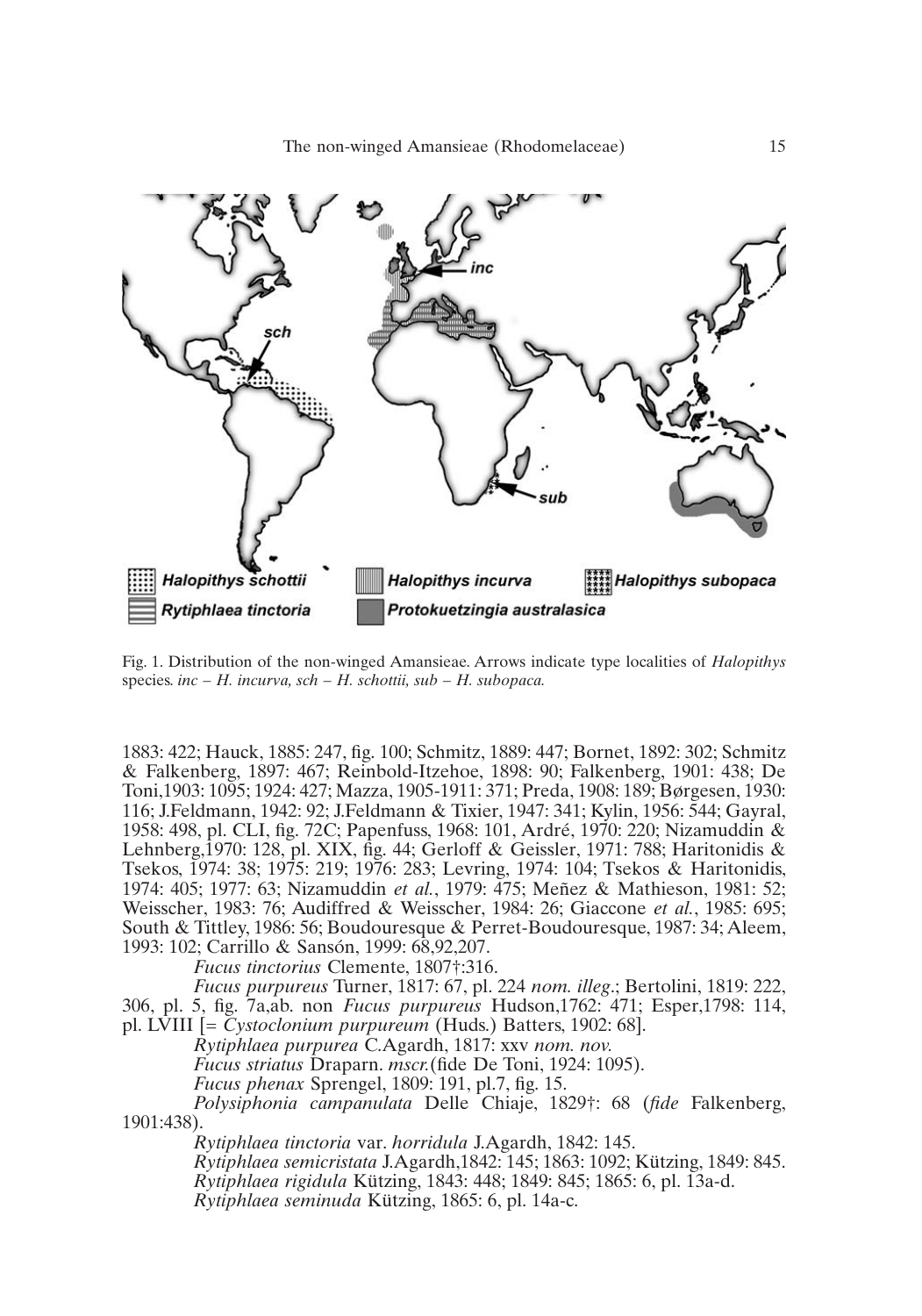Fig. 1. Distribution of the non-winged Amansieae. Arrows indicate type localities of *Halopithys* species. *inc – H. incurva, sch – H. schottii, sub – H. subopaca.*

1883: 422; Hauck, 1885: 247, fig. 100; Schmitz, 1889: 447; Bornet, 1892: 302; Schmitz & Falkenberg, 1897: 467; Reinbold-Itzehoe, 1898: 90; Falkenberg, 1901: 438; De Toni,1903: 1095; 1924: 427; Mazza, 1905-1911: 371; Preda, 1908: 189; Børgesen, 1930: 116; J.Feldmann, 1942: 92; J.Feldmann & Tixier, 1947: 341; Kylin, 1956: 544; Gayral, 1958: 498, pl. CLI, fig. 72C; Papenfuss, 1968: 101, Ardré, 1970: 220; Nizamuddin & Lehnberg,1970: 128, pl. XIX, fig. 44; Gerloff & Geissler, 1971: 788; Haritonidis & Tsekos, 1974: 38; 1975: 219; 1976: 283; Levring, 1974: 104; Tsekos & Haritonidis, 1974: 405; 1977: 63; Nizamuddin *et al.*, 1979: 475; Meñez & Mathieson, 1981: 52; Weisscher, 1983: 76; Audiffred & Weisscher, 1984: 26; Giaccone *et al.*, 1985: 695; South & Tittley, 1986: 56; Boudouresque & Perret-Boudouresque, 1987: 34; Aleem, 1993: 102; Carrillo & Sansón, 1999: 68,92,207.

*Fucus tinctorius* Clemente, 1807†:316.

*Fucus purpureus* Turner, 1817: 67, pl. 224 *nom. illeg*.; Bertolini, 1819: 222, 306, pl. 5, fig. 7a,ab. non *Fucus purpureus* Hudson,1762: 471; Esper,1798: 114, pl. LVIII [= *Cystoclonium purpureum* (Huds.) Batters, 1902: 68].

*Rytiphlaea purpurea* C.Agardh, 1817: xxv *nom. nov.*

*Fucus striatus* Draparn. *mscr.*(fide De Toni, 1924: 1095).

*Fucus phenax* Sprengel, 1809: 191, pl.7, fig. 15.

*Polysiphonia campanulata* Delle Chiaje, 1829†: 68 (*fide* Falkenberg, 1901:438).

*Rytiphlaea tinctoria* var. *horridula* J.Agardh, 1842: 145.

*Rytiphlaea semicristata* J.Agardh,1842: 145; 1863: 1092; Kützing, 1849: 845.

*Rytiphlaea rigidula* Kützing, 1843: 448; 1849: 845; 1865: 6, pl. 13a-d.

*Rytiphlaea seminuda* Kützing, 1865: 6, pl. 14a-c.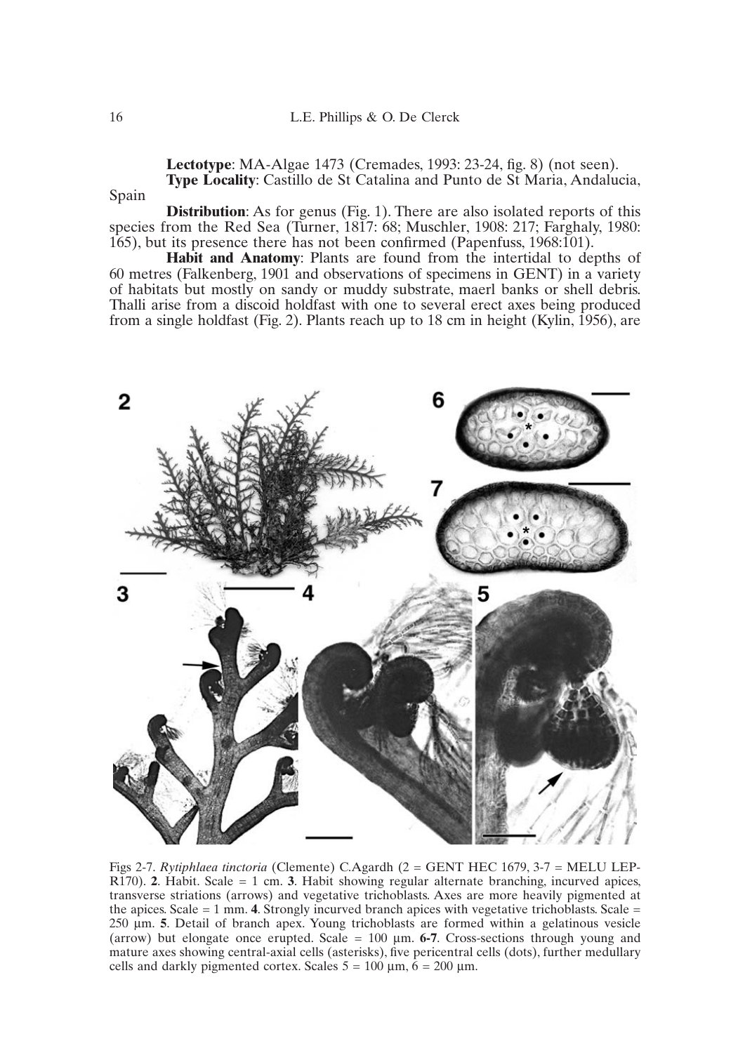**Lectotype**: MA-Algae 1473 (Cremades, 1993: 23-24, fig. 8) (not seen).

**Type Locality**: Castillo de St Catalina and Punto de St Maria, Andalucia, Spain

**Distribution**: As for genus (Fig. 1). There are also isolated reports of this species from the Red Sea (Turner, 1817: 68; Muschler, 1908: 217; Farghaly, 1980: 165), but its presence there has not been confirmed (Papenfuss, 1968:101).

**Habit and Anatomy**: Plants are found from the intertidal to depths of 60 metres (Falkenberg, 1901 and observations of specimens in GENT) in a variety of habitats but mostly on sandy or muddy substrate, maerl banks or shell debris. Thalli arise from a discoid holdfast with one to several erect axes being produced from a single holdfast (Fig. 2). Plants reach up to 18 cm in height (Kylin, 1956), are

Figs 2-7. *Rytiphlaea tinctoria* (Clemente) C.Agardh (2 = GENT HEC 1679, 3-7 = MELU LEP-R170). **2**. Habit. Scale = 1 cm. **3**. Habit showing regular alternate branching, incurved apices, transverse striations (arrows) and vegetative trichoblasts. Axes are more heavily pigmented at the apices. Scale = 1 mm. **4**. Strongly incurved branch apices with vegetative trichoblasts. Scale = 250 µm. **5**. Detail of branch apex. Young trichoblasts are formed within a gelatinous vesicle (arrow) but elongate once erupted. Scale = 100 µm. **6-7**. Cross-sections through young and mature axes showing central-axial cells (asterisks), five pericentral cells (dots), further medullary cells and darkly pigmented cortex. Scales 5 = 100 µm, 6 = 200 µm.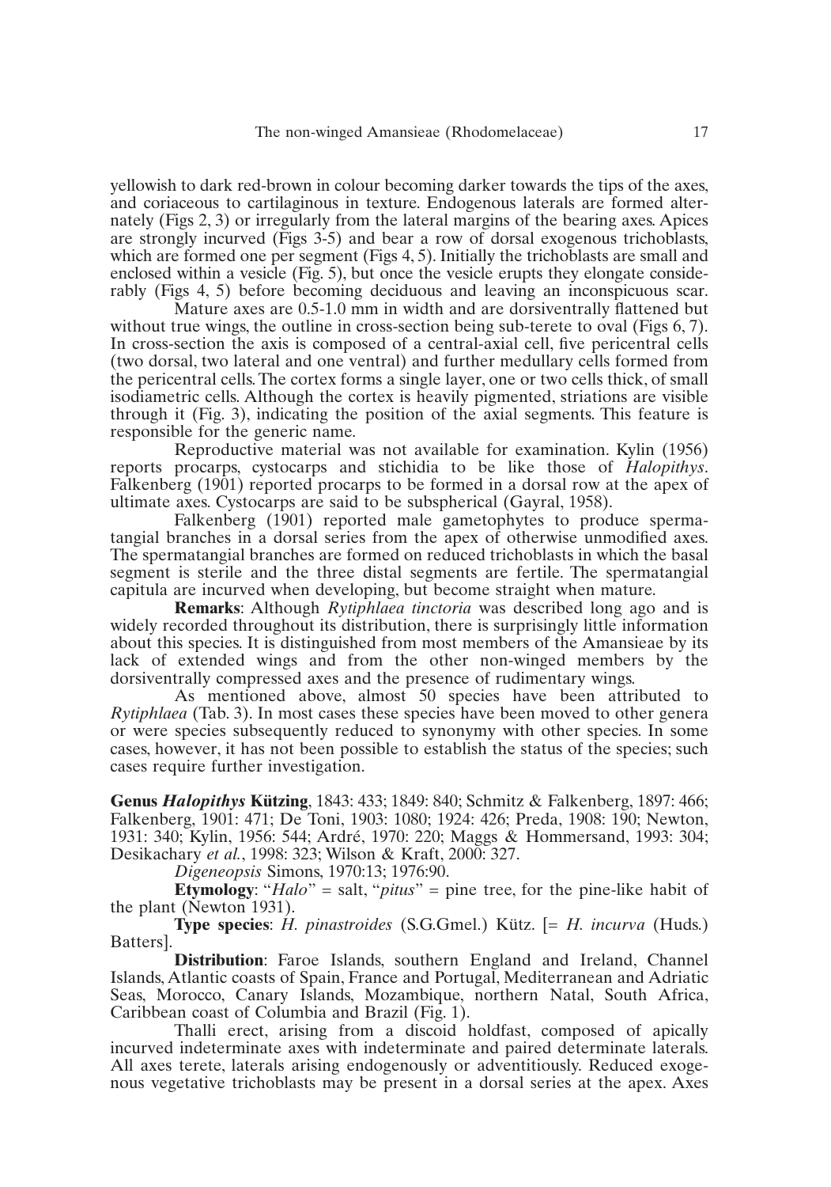yellowish to dark red-brown in colour becoming darker towards the tips of the axes, and coriaceous to cartilaginous in texture. Endogenous laterals are formed alternately (Figs 2, 3) or irregularly from the lateral margins of the bearing axes. Apices are strongly incurved (Figs 3-5) and bear a row of dorsal exogenous trichoblasts, which are formed one per segment (Figs 4, 5). Initially the trichoblasts are small and enclosed within a vesicle (Fig. 5), but once the vesicle erupts they elongate considerably (Figs 4, 5) before becoming deciduous and leaving an inconspicuous scar.

Mature axes are 0.5-1.0 mm in width and are dorsiventrally flattened but without true wings, the outline in cross-section being sub-terete to oval (Figs 6, 7). In cross-section the axis is composed of a central-axial cell, five pericentral cells (two dorsal, two lateral and one ventral) and further medullary cells formed from the pericentral cells. The cortex forms a single layer, one or two cells thick, of small isodiametric cells. Although the cortex is heavily pigmented, striations are visible through it (Fig. 3), indicating the position of the axial segments. This feature is responsible for the generic name.

Reproductive material was not available for examination. Kylin (1956) reports procarps, cystocarps and stichidia to be like those of *Halopithys*. Falkenberg (1901) reported procarps to be formed in a dorsal row at the apex of ultimate axes. Cystocarps are said to be subspherical (Gayral, 1958).

Falkenberg (1901) reported male gametophytes to produce spermatangial branches in a dorsal series from the apex of otherwise unmodified axes. The spermatangial branches are formed on reduced trichoblasts in which the basal segment is sterile and the three distal segments are fertile. The spermatangial capitula are incurved when developing, but become straight when mature.

**Remarks**: Although *Rytiphlaea tinctoria* was described long ago and is widely recorded throughout its distribution, there is surprisingly little information about this species. It is distinguished from most members of the Amansieae by its lack of extended wings and from the other non-winged members by the dorsiventrally compressed axes and the presence of rudimentary wings.

As mentioned above, almost 50 species have been attributed to *Rytiphlaea* (Tab. 3). In most cases these species have been moved to other genera or were species subsequently reduced to synonymy with other species. In some cases, however, it has not been possible to establish the status of the species; such cases require further investigation.

**Genus *Halopithys* Kützing**, 1843: 433; 1849: 840; Schmitz & Falkenberg, 1897: 466; Falkenberg, 1901: 471; De Toni, 1903: 1080; 1924: 426; Preda, 1908: 190; Newton, 1931: 340; Kylin, 1956: 544; Ardré, 1970: 220; Maggs & Hommersand, 1993: 304; Desikachary *et al.*, 1998: 323; Wilson & Kraft, 2000: 327.

*Digeneopsis* Simons, 1970:13; 1976:90.

**Etymology**: "*Halo*" = salt, "*pitus*" = pine tree, for the pine-like habit of the plant (Newton 1931).

**Type species**: *H. pinastroides* (S.G.Gmel.) Kütz. [= *H. incurva* (Huds.) Batters].

**Distribution**: Faroe Islands, southern England and Ireland, Channel Islands, Atlantic coasts of Spain, France and Portugal, Mediterranean and Adriatic Seas, Morocco, Canary Islands, Mozambique, northern Natal, South Africa, Caribbean coast of Columbia and Brazil (Fig. 1).

Thalli erect, arising from a discoid holdfast, composed of apically incurved indeterminate axes with indeterminate and paired determinate laterals. All axes terete, laterals arising endogenously or adventitiously. Reduced exogenous vegetative trichoblasts may be present in a dorsal series at the apex. Axes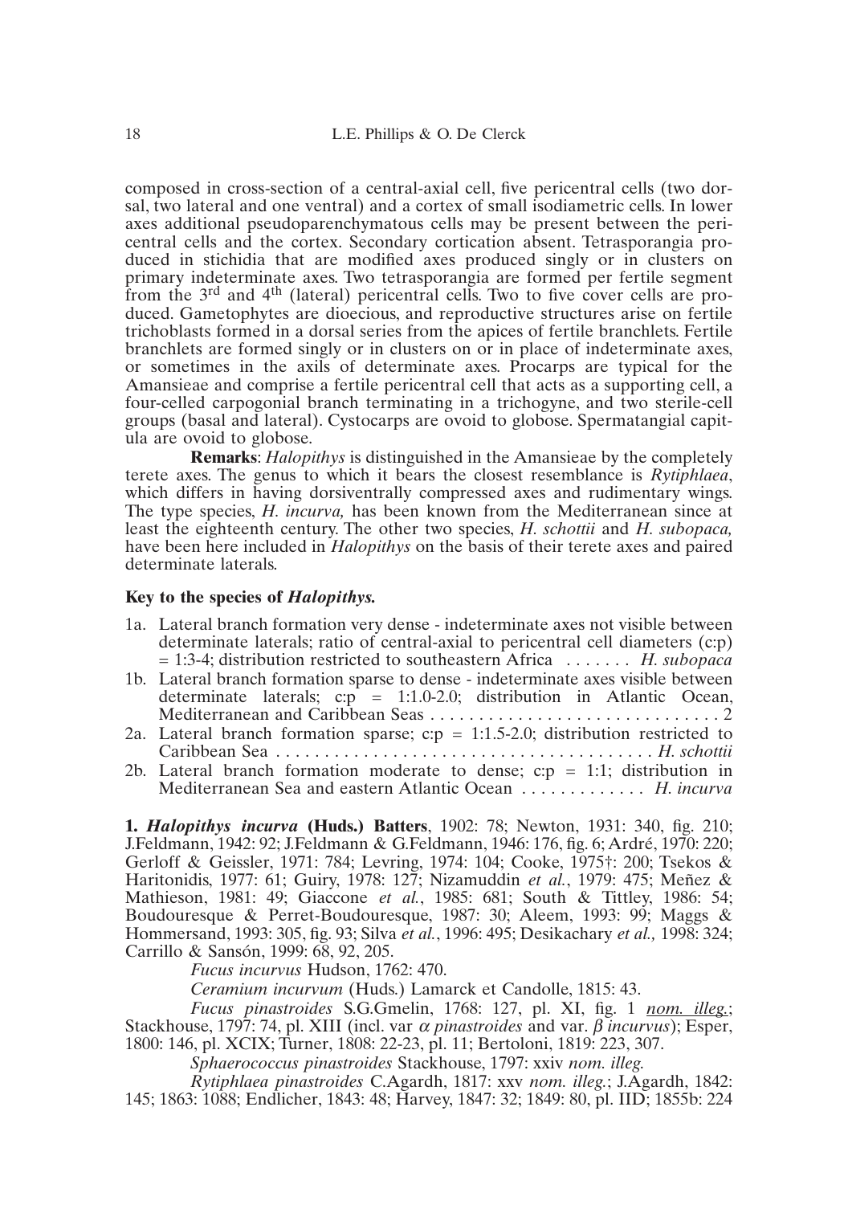composed in cross-section of a central-axial cell, five pericentral cells (two dorsal, two lateral and one ventral) and a cortex of small isodiametric cells. In lower axes additional pseudoparenchymatous cells may be present between the pericentral cells and the cortex. Secondary cortication absent. Tetrasporangia produced in stichidia that are modified axes produced singly or in clusters on primary indeterminate axes. Two tetrasporangia are formed per fertile segment from the 3rd and 4th (lateral) pericentral cells. Two to five cover cells are produced. Gametophytes are dioecious, and reproductive structures arise on fertile trichoblasts formed in a dorsal series from the apices of fertile branchlets. Fertile branchlets are formed singly or in clusters on or in place of indeterminate axes, or sometimes in the axils of determinate axes. Procarps are typical for the Amansieae and comprise a fertile pericentral cell that acts as a supporting cell, a four-celled carpogonial branch terminating in a trichogyne, and two sterile-cell groups (basal and lateral). Cystocarps are ovoid to globose. Spermatangial capitula are ovoid to globose.

**Remarks**: *Halopithys* is distinguished in the Amansieae by the completely terete axes. The genus to which it bears the closest resemblance is *Rytiphlaea*, which differs in having dorsiventrally compressed axes and rudimentary wings. The type species, *H. incurva,* has been known from the Mediterranean since at least the eighteenth century. The other two species, *H. schottii* and *H. subopaca,* have been here included in *Halopithys* on the basis of their terete axes and paired determinate laterals.

**Key to the species of *Halopithys.***

1a. Lateral branch formation very dense - indeterminate axes not visible between determinate laterals; ratio of central-axial to pericentral cell diameters (c:p) = 1:3-4; distribution restricted to southeastern Africa ....... *H. subopaca*

1b. Lateral branch formation sparse to dense - indeterminate axes visible between determinate laterals; c:p = 1:1.0-2.0; distribution in Atlantic Ocean, Mediterranean and Caribbean Seas ............................... 2

2a. Lateral branch formation sparse; c:p = 1:1.5-2.0; distribution restricted to Caribbean Sea ........................................ *H. schottii*

2b. Lateral branch formation moderate to dense; c:p = 1:1; distribution in Mediterranean Sea and eastern Atlantic Ocean ............. *H. incurva*

**1. *Halopithys incurva* (Huds.) Batters**, 1902: 78; Newton, 1931: 340, fig. 210; J.Feldmann, 1942: 92; J.Feldmann & G.Feldmann, 1946: 176, fig. 6; Ardré, 1970: 220; Gerloff & Geissler, 1971: 784; Levring, 1974: 104; Cooke, 1975†: 200; Tsekos & Haritonidis, 1977: 61; Guiry, 1978: 127; Nizamuddin *et al.*, 1979: 475; Meñez & Mathieson, 1981: 49; Giaccone *et al.*, 1985: 681; South & Tittley, 1986: 54; Boudouresque & Perret-Boudouresque, 1987: 30; Aleem, 1993: 99; Maggs & Hommersand, 1993: 305, fig. 93; Silva *et al.*, 1996: 495; Desikachary *et al.,* 1998: 324; Carrillo & Sansón, 1999: 68, 92, 205.

*Fucus incurvus* Hudson, 1762: 470.

*Ceramium incurvum* (Huds.) Lamarck et Candolle, 1815: 43.

*Fucus pinastroides* S.G.Gmelin, 1768: 127, pl. XI, fig. 1 *nom. illeg.*; Stackhouse, 1797: 74, pl. XIII (incl. var $\alpha$ *pinastroides* and var. $\beta$ *incurvus*); Esper, 1800: 146, pl. XCIX; Turner, 1808: 22-23, pl. 11; Bertoloni, 1819: 223, 307.

*Sphaerococcus pinastroides* Stackhouse, 1797: xxiv *nom. illeg.*

*Rytiphlaea pinastroides* C.Agardh, 1817: xxv *nom. illeg.*; J.Agardh, 1842: 145; 1863: 1088; Endlicher, 1843: 48; Harvey, 1847: 32; 1849: 80, pl. IID; 1855b: 224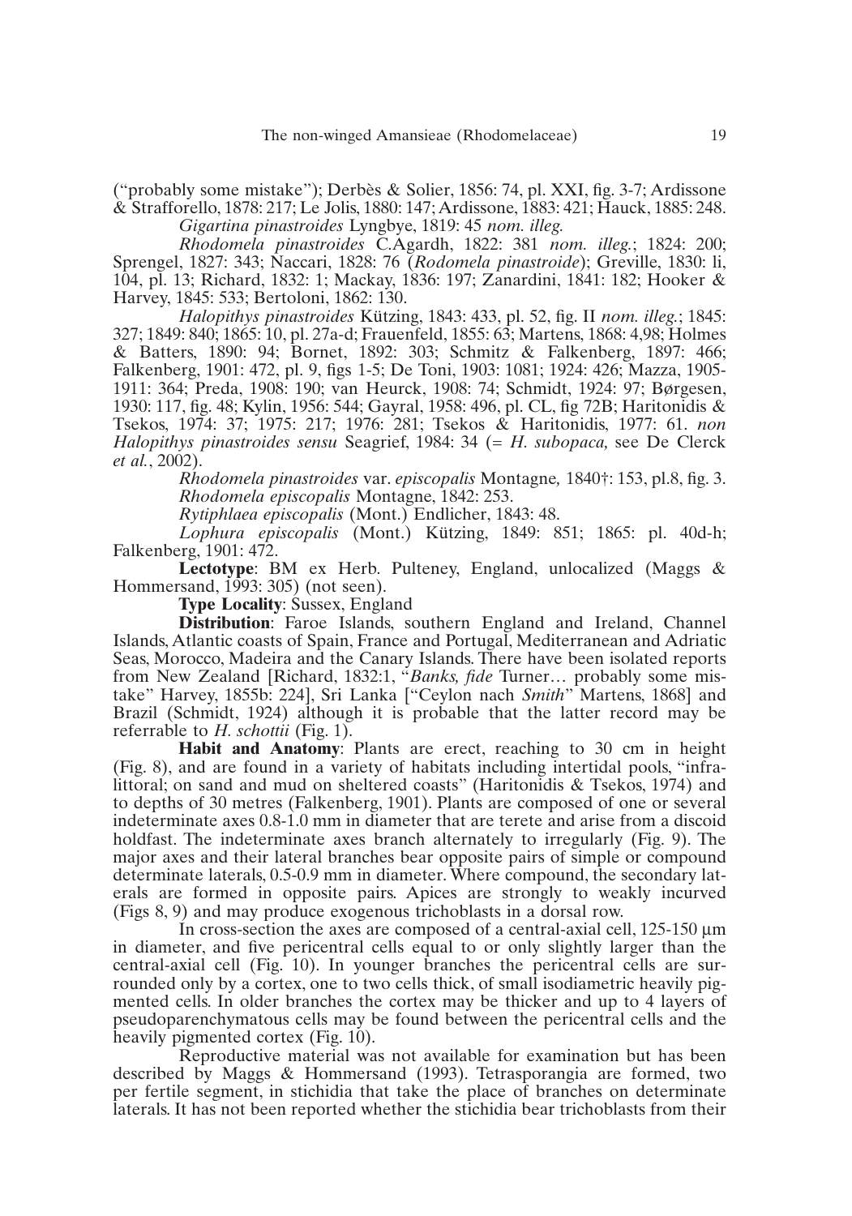("probably some mistake"); Derbès & Solier, 1856: 74, pl. XXI, fig. 3-7; Ardissone & Strafforello, 1878: 217; Le Jolis, 1880: 147; Ardissone, 1883: 421; Hauck, 1885: 248.

*Gigartina pinastroides* Lyngbye, 1819: 45 *nom. illeg.*

*Rhodomela pinastroides* C.Agardh, 1822: 381 *nom. illeg.*; 1824: 200; Sprengel, 1827: 343; Naccari, 1828: 76 (*Rodomela pinastroide*); Greville, 1830: li, 104, pl. 13; Richard, 1832: 1; Mackay, 1836: 197; Zanardini, 1841: 182; Hooker & Harvey, 1845: 533; Bertoloni, 1862: 130.

*Halopithys pinastroides* Kützing, 1843: 433, pl. 52, fig. II *nom. illeg.*; 1845: 327; 1849: 840; 1865: 10, pl. 27a-d; Frauenfeld, 1855: 63; Martens, 1868: 4,98; Holmes & Batters, 1890: 94; Bornet, 1892: 303; Schmitz & Falkenberg, 1897: 466; Falkenberg, 1901: 472, pl. 9, figs 1-5; De Toni, 1903: 1081; 1924: 426; Mazza, 1905-1911: 364; Preda, 1908: 190; van Heurck, 1908: 74; Schmidt, 1924: 97; Børgesen, 1930: 117, fig. 48; Kylin, 1956: 544; Gayral, 1958: 496, pl. CL, fig 72B; Haritonidis & Tsekos, 1974: 37; 1975: 217; 1976: 281; Tsekos & Haritonidis, 1977: 61. *non Halopithys pinastroides sensu* Seagrief, 1984: 34 (= *H. subopaca,* see De Clerck *et al.*, 2002).

*Rhodomela pinastroides* var. *episcopalis* Montagne*,* 1840†: 153, pl.8, fig. 3.

*Rhodomela episcopalis* Montagne, 1842: 253.

*Rytiphlaea episcopalis* (Mont.) Endlicher, 1843: 48.

*Lophura episcopalis* (Mont.) Kützing, 1849: 851; 1865: pl. 40d-h; Falkenberg, 1901: 472.

**Lectotype**: BM ex Herb. Pulteney, England, unlocalized (Maggs & Hommersand, 1993: 305) (not seen).

**Type Locality**: Sussex, England

**Distribution**: Faroe Islands, southern England and Ireland, Channel Islands, Atlantic coasts of Spain, France and Portugal, Mediterranean and Adriatic Seas, Morocco, Madeira and the Canary Islands. There have been isolated reports from New Zealand [Richard, 1832:1, "*Banks, fide* Turner… probably some mistake" Harvey, 1855b: 224], Sri Lanka ["Ceylon nach *Smith*" Martens, 1868] and Brazil (Schmidt, 1924) although it is probable that the latter record may be referrable to *H. schottii* (Fig. 1).

**Habit and Anatomy**: Plants are erect, reaching to 30 cm in height (Fig. 8), and are found in a variety of habitats including intertidal pools, "infralittoral; on sand and mud on sheltered coasts" (Haritonidis & Tsekos, 1974) and to depths of 30 metres (Falkenberg, 1901). Plants are composed of one or several indeterminate axes 0.8-1.0 mm in diameter that are terete and arise from a discoid holdfast. The indeterminate axes branch alternately to irregularly (Fig. 9). The major axes and their lateral branches bear opposite pairs of simple or compound determinate laterals, 0.5-0.9 mm in diameter. Where compound, the secondary laterals are formed in opposite pairs. Apices are strongly to weakly incurved (Figs 8, 9) and may produce exogenous trichoblasts in a dorsal row.

In cross-section the axes are composed of a central-axial cell, 125-150 µm in diameter, and five pericentral cells equal to or only slightly larger than the central-axial cell (Fig. 10). In younger branches the pericentral cells are surrounded only by a cortex, one to two cells thick, of small isodiametric heavily pigmented cells. In older branches the cortex may be thicker and up to 4 layers of pseudoparenchymatous cells may be found between the pericentral cells and the heavily pigmented cortex (Fig. 10).

Reproductive material was not available for examination but has been described by Maggs & Hommersand (1993). Tetrasporangia are formed, two per fertile segment, in stichidia that take the place of branches on determinate laterals. It has not been reported whether the stichidia bear trichoblasts from their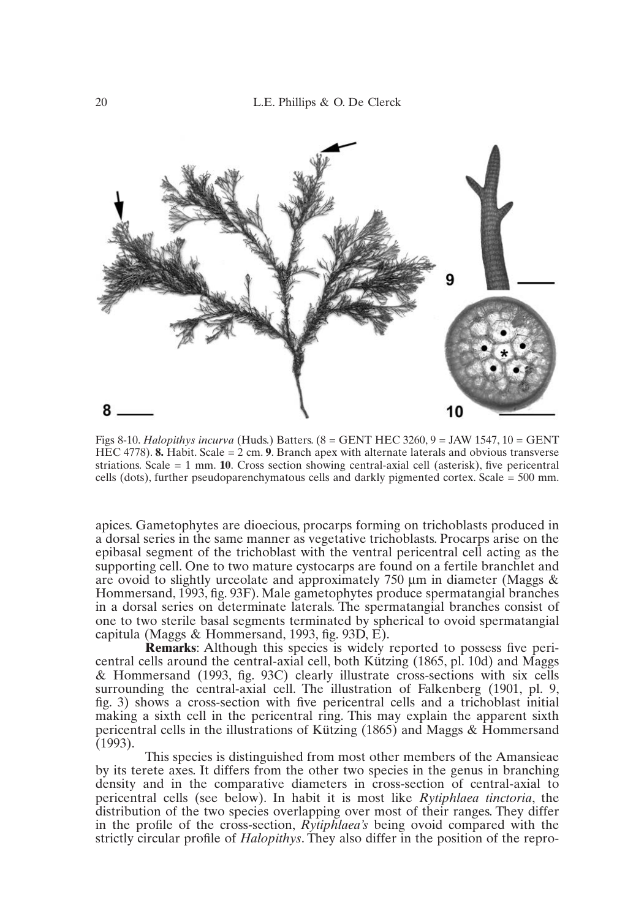Figs 8-10. *Halopithys incurva* (Huds.) Batters. (8 = GENT HEC 3260, 9 = JAW 1547, 10 = GENT HEC 4778). **8.** Habit. Scale = 2 cm. **9**. Branch apex with alternate laterals and obvious transverse striations. Scale = 1 mm. **10**. Cross section showing central-axial cell (asterisk), five pericentral cells (dots), further pseudoparenchymatous cells and darkly pigmented cortex. Scale = 500 mm.

apices. Gametophytes are dioecious, procarps forming on trichoblasts produced in a dorsal series in the same manner as vegetative trichoblasts. Procarps arise on the epibasal segment of the trichoblast with the ventral pericentral cell acting as the supporting cell. One to two mature cystocarps are found on a fertile branchlet and are ovoid to slightly urceolate and approximately 750 µm in diameter (Maggs & Hommersand, 1993, fig. 93F). Male gametophytes produce spermatangial branches in a dorsal series on determinate laterals. The spermatangial branches consist of one to two sterile basal segments terminated by spherical to ovoid spermatangial capitula (Maggs & Hommersand, 1993, fig. 93D, E).

**Remarks**: Although this species is widely reported to possess five pericentral cells around the central-axial cell, both Kützing (1865, pl. 10d) and Maggs & Hommersand (1993, fig. 93C) clearly illustrate cross-sections with six cells surrounding the central-axial cell. The illustration of Falkenberg (1901, pl. 9, fig. 3) shows a cross-section with five pericentral cells and a trichoblast initial making a sixth cell in the pericentral ring. This may explain the apparent sixth pericentral cells in the illustrations of Kützing (1865) and Maggs & Hommersand (1993).

This species is distinguished from most other members of the Amansieae by its terete axes. It differs from the other two species in the genus in branching density and in the comparative diameters in cross-section of central-axial to pericentral cells (see below). In habit it is most like *Rytiphlaea tinctoria*, the distribution of the two species overlapping over most of their ranges. They differ in the profile of the cross-section, *Rytiphlaea's* being ovoid compared with the strictly circular profile of *Halopithys*. They also differ in the position of the repro-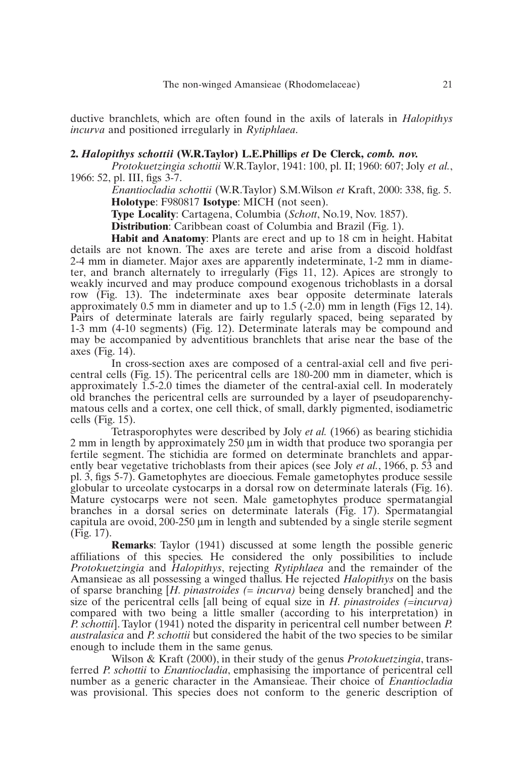ductive branchlets, which are often found in the axils of laterals in *Halopithys incurva* and positioned irregularly in *Rytiphlaea*.

### 2. *Halopithys schottii* (W.R.Taylor) L.E.Phillips *et* De Clerck, *comb. nov.*

*Protokuetzingia schottii* W.R.Taylor, 1941: 100, pl. II; 1960: 607; Joly *et al.*, 1966: 52, pl. III, figs 3-7.

*Enantiocladia schottii* (W.R.Taylor) S.M.Wilson *et* Kraft, 2000: 338, fig. 5.

**Holotype**: F980817 **Isotype**: MICH (not seen).

**Type Locality**: Cartagena, Columbia (*Schott*, No.19, Nov. 1857).

**Distribution**: Caribbean coast of Columbia and Brazil (Fig. 1).

**Habit and Anatomy**: Plants are erect and up to 18 cm in height. Habitat details are not known. The axes are terete and arise from a discoid holdfast 2-4 mm in diameter. Major axes are apparently indeterminate, 1-2 mm in diameter, and branch alternately to irregularly (Figs 11, 12). Apices are strongly to weakly incurved and may produce compound exogenous trichoblasts in a dorsal row (Fig. 13). The indeterminate axes bear opposite determinate laterals approximately 0.5 mm in diameter and up to 1.5 (-2.0) mm in length (Figs 12, 14). Pairs of determinate laterals are fairly regularly spaced, being separated by 1-3 mm (4-10 segments) (Fig. 12). Determinate laterals may be compound and may be accompanied by adventitious branchlets that arise near the base of the axes (Fig. 14).

In cross-section axes are composed of a central-axial cell and five pericentral cells (Fig. 15). The pericentral cells are 180-200 mm in diameter, which is approximately 1.5-2.0 times the diameter of the central-axial cell. In moderately old branches the pericentral cells are surrounded by a layer of pseudoparenchymatous cells and a cortex, one cell thick, of small, darkly pigmented, isodiametric cells (Fig. 15).

Tetrasporophytes were described by Joly *et al.* (1966) as bearing stichidia 2 mm in length by approximately 250 µm in width that produce two sporangia per fertile segment. The stichidia are formed on determinate branchlets and apparently bear vegetative trichoblasts from their apices (see Joly *et al.*, 1966, p. 53 and pl. 3, figs 5-7). Gametophytes are dioecious. Female gametophytes produce sessile globular to urceolate cystocarps in a dorsal row on determinate laterals (Fig. 16). Mature cystocarps were not seen. Male gametophytes produce spermatangial branches in a dorsal series on determinate laterals (Fig. 17). Spermatangial capitula are ovoid, 200-250 µm in length and subtended by a single sterile segment (Fig. 17).

**Remarks**: Taylor (1941) discussed at some length the possible generic affiliations of this species. He considered the only possibilities to include *Protokuetzingia* and *Halopithys*, rejecting *Rytiphlaea* and the remainder of the Amansieae as all possessing a winged thallus. He rejected *Halopithys* on the basis of sparse branching [*H. pinastroides (= incurva)* being densely branched] and the size of the pericentral cells [all being of equal size in *H. pinastroides (=incurva)* compared with two being a little smaller (according to his interpretation) in *P. schottii*]. Taylor (1941) noted the disparity in pericentral cell number between *P. australasica* and *P. schottii* but considered the habit of the two species to be similar enough to include them in the same genus.

Wilson & Kraft (2000), in their study of the genus *Protokuetzingia*, transferred *P. schottii* to *Enantiocladia*, emphasising the importance of pericentral cell number as a generic character in the Amansieae. Their choice of *Enantiocladia* was provisional. This species does not conform to the generic description of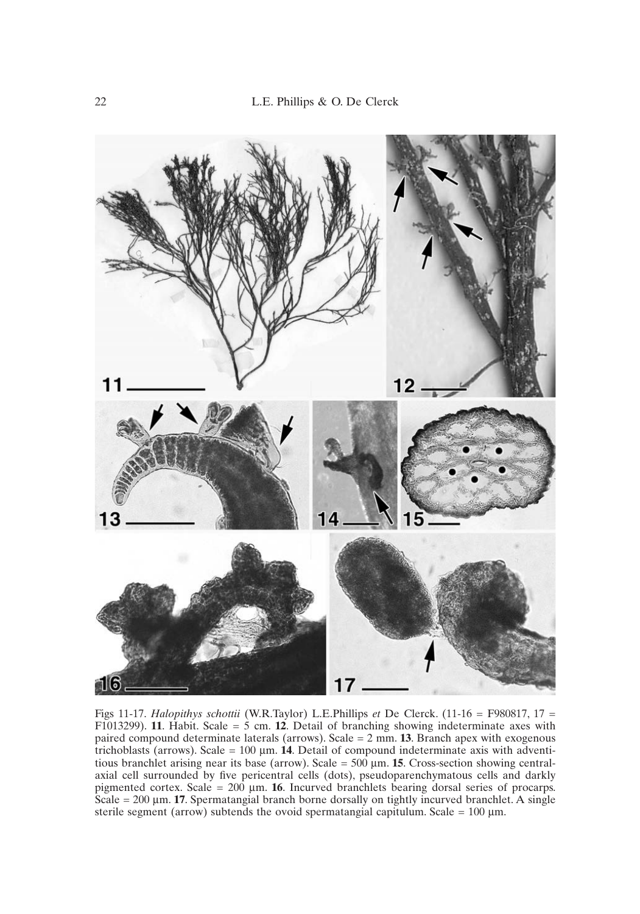Figs 11-17. *Halopithys schottii* (W.R.Taylor) L.E.Phillips *et* De Clerck. (11-16 = F980817, 17 = F1013299). **11**. Habit. Scale = 5 cm. **12**. Detail of branching showing indeterminate axes with paired compound determinate laterals (arrows). Scale = 2 mm. **13**. Branch apex with exogenous trichoblasts (arrows). Scale = 100 µm. **14**. Detail of compound indeterminate axis with adventitious branchlet arising near its base (arrow). Scale = 500 µm. **15**. Cross-section showing central-axial cell surrounded by five pericentral cells (dots), pseudoparenchymatous cells and darkly pigmented cortex. Scale = 200 µm. **16**. Incurved branchlets bearing dorsal series of procarps. Scale = 200 µm. **17**. Spermatangial branch borne dorsally on tightly incurved branchlet. A single sterile segment (arrow) subtends the ovoid spermatangial capitulum. Scale = 100 µm.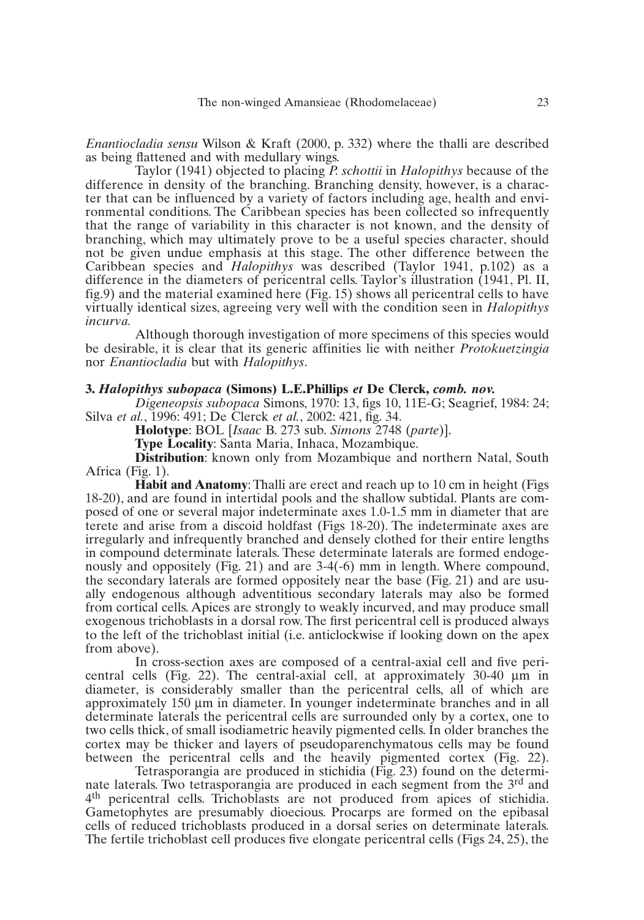*Enantiocladia sensu* Wilson & Kraft (2000, p. 332) where the thalli are described as being flattened and with medullary wings.

Taylor (1941) objected to placing *P. schottii* in *Halopithys* because of the difference in density of the branching. Branching density, however, is a character that can be influenced by a variety of factors including age, health and environmental conditions. The Caribbean species has been collected so infrequently that the range of variability in this character is not known, and the density of branching, which may ultimately prove to be a useful species character, should not be given undue emphasis at this stage. The other difference between the Caribbean species and *Halopithys* was described (Taylor 1941, p.102) as a difference in the diameters of pericentral cells. Taylor's illustration (1941, Pl. II, fig.9) and the material examined here (Fig. 15) shows all pericentral cells to have virtually identical sizes, agreeing very well with the condition seen in *Halopithys incurva.*

Although thorough investigation of more specimens of this species would be desirable, it is clear that its generic affinities lie with neither *Protokuetzingia* nor *Enantiocladia* but with *Halopithys*.

### 3. *Halopithys subopaca* (Simons) L.E.Phillips *et* De Clerck, *comb. nov.*

*Digeneopsis subopaca* Simons, 1970: 13, figs 10, 11E-G; Seagrief, 1984: 24; Silva *et al.*, 1996: 491; De Clerck *et al.*, 2002: 421, fig. 34.

**Holotype**: BOL [*Isaac* B. 273 sub. *Simons* 2748 (*parte*)].

**Type Locality**: Santa Maria, Inhaca, Mozambique.

**Distribution**: known only from Mozambique and northern Natal, South Africa (Fig. 1).

**Habit and Anatomy**: Thalli are erect and reach up to 10 cm in height (Figs 18-20), and are found in intertidal pools and the shallow subtidal. Plants are composed of one or several major indeterminate axes 1.0-1.5 mm in diameter that are terete and arise from a discoid holdfast (Figs 18-20). The indeterminate axes are irregularly and infrequently branched and densely clothed for their entire lengths in compound determinate laterals. These determinate laterals are formed endogenously and oppositely (Fig. 21) and are 3-4(-6) mm in length. Where compound, the secondary laterals are formed oppositely near the base (Fig. 21) and are usually endogenous although adventitious secondary laterals may also be formed from cortical cells. Apices are strongly to weakly incurved, and may produce small exogenous trichoblasts in a dorsal row. The first pericentral cell is produced always to the left of the trichoblast initial (i.e. anticlockwise if looking down on the apex from above).

In cross-section axes are composed of a central-axial cell and five pericentral cells (Fig. 22). The central-axial cell, at approximately 30-40 µm in diameter, is considerably smaller than the pericentral cells, all of which are approximately 150 µm in diameter. In younger indeterminate branches and in all determinate laterals the pericentral cells are surrounded only by a cortex, one to two cells thick, of small isodiametric heavily pigmented cells. In older branches the cortex may be thicker and layers of pseudoparenchymatous cells may be found between the pericentral cells and the heavily pigmented cortex (Fig. 22).

Tetrasporangia are produced in stichidia (Fig. 23) found on the determinate laterals. Two tetrasporangia are produced in each segment from the 3rd and 4th pericentral cells. Trichoblasts are not produced from apices of stichidia. Gametophytes are presumably dioecious. Procarps are formed on the epibasal cells of reduced trichoblasts produced in a dorsal series on determinate laterals. The fertile trichoblast cell produces five elongate pericentral cells (Figs 24, 25), the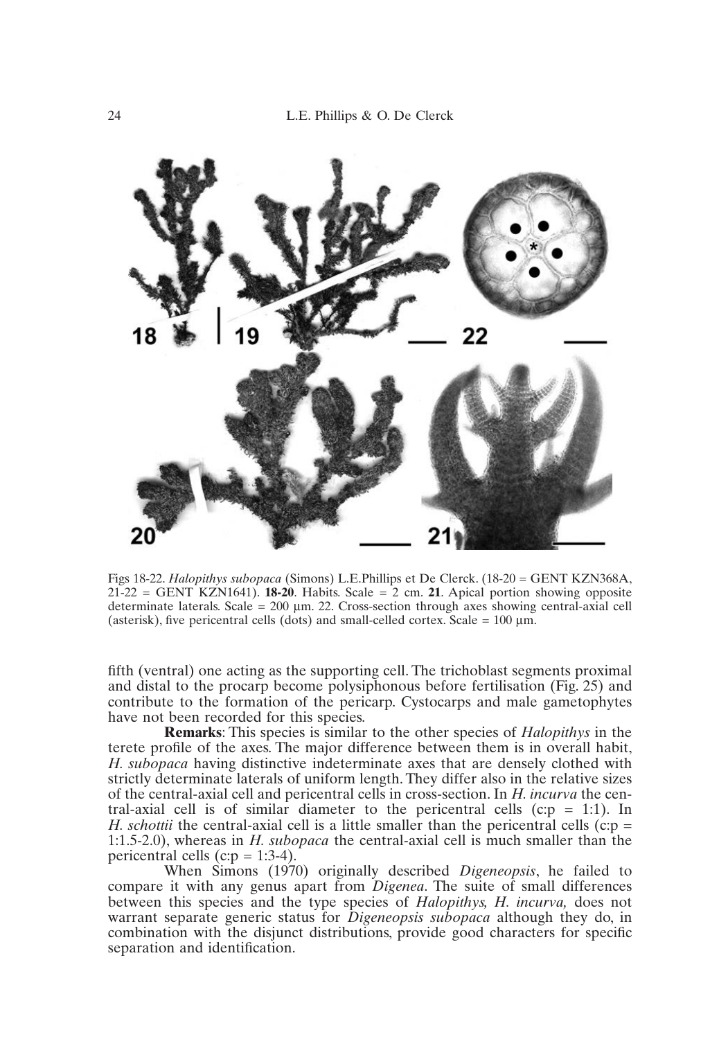Figs 18-22. *Halopithys subopaca* (Simons) L.E.Phillips et De Clerck. (18-20 = GENT KZN368A, 21-22 = GENT KZN1641). **18-20**. Habits. Scale = 2 cm. **21**. Apical portion showing opposite determinate laterals. Scale = 200 µm. 22. Cross-section through axes showing central-axial cell (asterisk), five pericentral cells (dots) and small-celled cortex. Scale = 100 µm.

fifth (ventral) one acting as the supporting cell. The trichoblast segments proximal and distal to the procarp become polysiphonous before fertilisation (Fig. 25) and contribute to the formation of the pericarp. Cystocarps and male gametophytes have not been recorded for this species.

**Remarks**: This species is similar to the other species of *Halopithys* in the terete profile of the axes. The major difference between them is in overall habit, *H. subopaca* having distinctive indeterminate axes that are densely clothed with strictly determinate laterals of uniform length. They differ also in the relative sizes of the central-axial cell and pericentral cells in cross-section. In *H. incurva* the central-axial cell is of similar diameter to the pericentral cells (c:p = 1:1). In *H. schottii* the central-axial cell is a little smaller than the pericentral cells (c:p = 1:1.5-2.0), whereas in *H. subopaca* the central-axial cell is much smaller than the pericentral cells (c:p = 1:3-4).

When Simons (1970) originally described *Digeneopsis*, he failed to compare it with any genus apart from *Digenea*. The suite of small differences between this species and the type species of *Halopithys, H. incurva,* does not warrant separate generic status for *Digeneopsis subopaca* although they do, in combination with the disjunct distributions, provide good characters for specific separation and identification.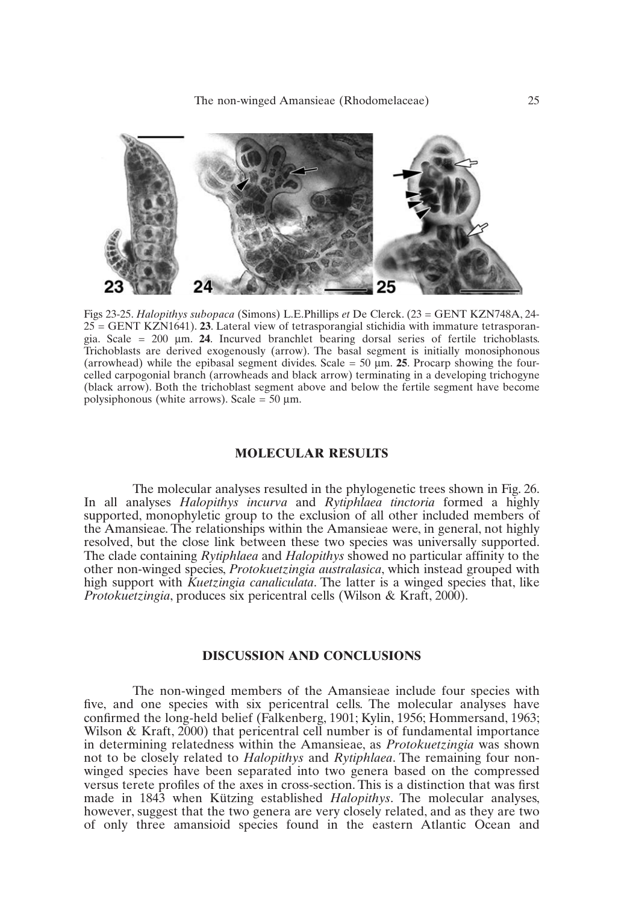Figs 23-25. *Halopithys subopaca* (Simons) L.E.Phillips *et* De Clerck. (23 = GENT KZN748A, 24-25 = GENT KZN1641). **23**. Lateral view of tetrasporangial stichidia with immature tetrasporangia. Scale = 200 µm. **24**. Incurved branchlet bearing dorsal series of fertile trichoblasts. Trichoblasts are derived exogenously (arrow). The basal segment is initially monosiphonous (arrowhead) while the epibasal segment divides. Scale = 50 µm. **25**. Procarp showing the four-celled carpogonial branch (arrowheads and black arrow) terminating in a developing trichogyne (black arrow). Both the trichoblast segment above and below the fertile segment have become polysiphonous (white arrows). Scale = 50 µm.

## MOLECULAR RESULTS

The molecular analyses resulted in the phylogenetic trees shown in Fig. 26. In all analyses *Halopithys incurva* and *Rytiphlaea tinctoria* formed a highly supported, monophyletic group to the exclusion of all other included members of the Amansieae. The relationships within the Amansieae were, in general, not highly resolved, but the close link between these two species was universally supported. The clade containing *Rytiphlaea* and *Halopithys* showed no particular affinity to the other non-winged species, *Protokuetzingia australasica*, which instead grouped with high support with *Kuetzingia canaliculata*. The latter is a winged species that, like *Protokuetzingia*, produces six pericentral cells (Wilson & Kraft, 2000).

## DISCUSSION AND CONCLUSIONS

The non-winged members of the Amansieae include four species with five, and one species with six pericentral cells. The molecular analyses have confirmed the long-held belief (Falkenberg, 1901; Kylin, 1956; Hommersand, 1963; Wilson & Kraft, 2000) that pericentral cell number is of fundamental importance in determining relatedness within the Amansieae, as *Protokuetzingia* was shown not to be closely related to *Halopithys* and *Rytiphlaea*. The remaining four non-winged species have been separated into two genera based on the compressed versus terete profiles of the axes in cross-section. This is a distinction that was first made in 1843 when Kützing established *Halopithys*. The molecular analyses, however, suggest that the two genera are very closely related, and as they are two of only three amansioid species found in the eastern Atlantic Ocean and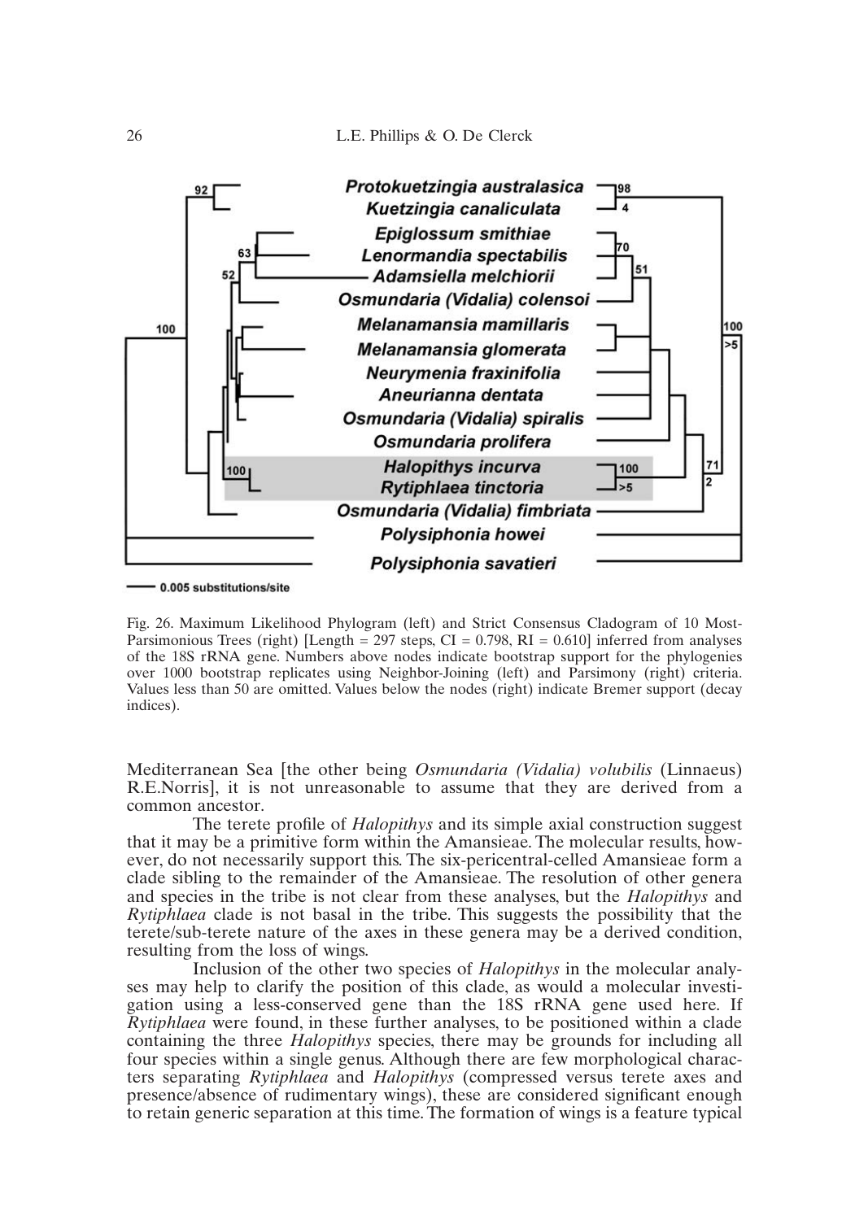Fig. 26. Maximum Likelihood Phylogram (left) and Strict Consensus Cladogram of 10 Most-Parsimonious Trees (right) [Length = 297 steps, CI = 0.798, RI = 0.610] inferred from analyses of the 18S rRNA gene. Numbers above nodes indicate bootstrap support for the phylogenies over 1000 bootstrap replicates using Neighbor-Joining (left) and Parsimony (right) criteria. Values less than 50 are omitted. Values below the nodes (right) indicate Bremer support (decay indices).

Mediterranean Sea [the other being *Osmundaria (Vidalia) volubilis* (Linnaeus) R.E.Norris], it is not unreasonable to assume that they are derived from a common ancestor.

The terete profile of *Halopithys* and its simple axial construction suggest that it may be a primitive form within the Amansieae. The molecular results, however, do not necessarily support this. The six-pericentral-celled Amansieae form a clade sibling to the remainder of the Amansieae. The resolution of other genera and species in the tribe is not clear from these analyses, but the *Halopithys* and *Rytiphlaea* clade is not basal in the tribe. This suggests the possibility that the terete/sub-terete nature of the axes in these genera may be a derived condition, resulting from the loss of wings.

Inclusion of the other two species of *Halopithys* in the molecular analyses may help to clarify the position of this clade, as would a molecular investigation using a less-conserved gene than the 18S rRNA gene used here. If *Rytiphlaea* were found, in these further analyses, to be positioned within a clade containing the three *Halopithys* species, there may be grounds for including all four species within a single genus. Although there are few morphological characters separating *Rytiphlaea* and *Halopithys* (compressed versus terete axes and presence/absence of rudimentary wings), these are considered significant enough to retain generic separation at this time. The formation of wings is a feature typical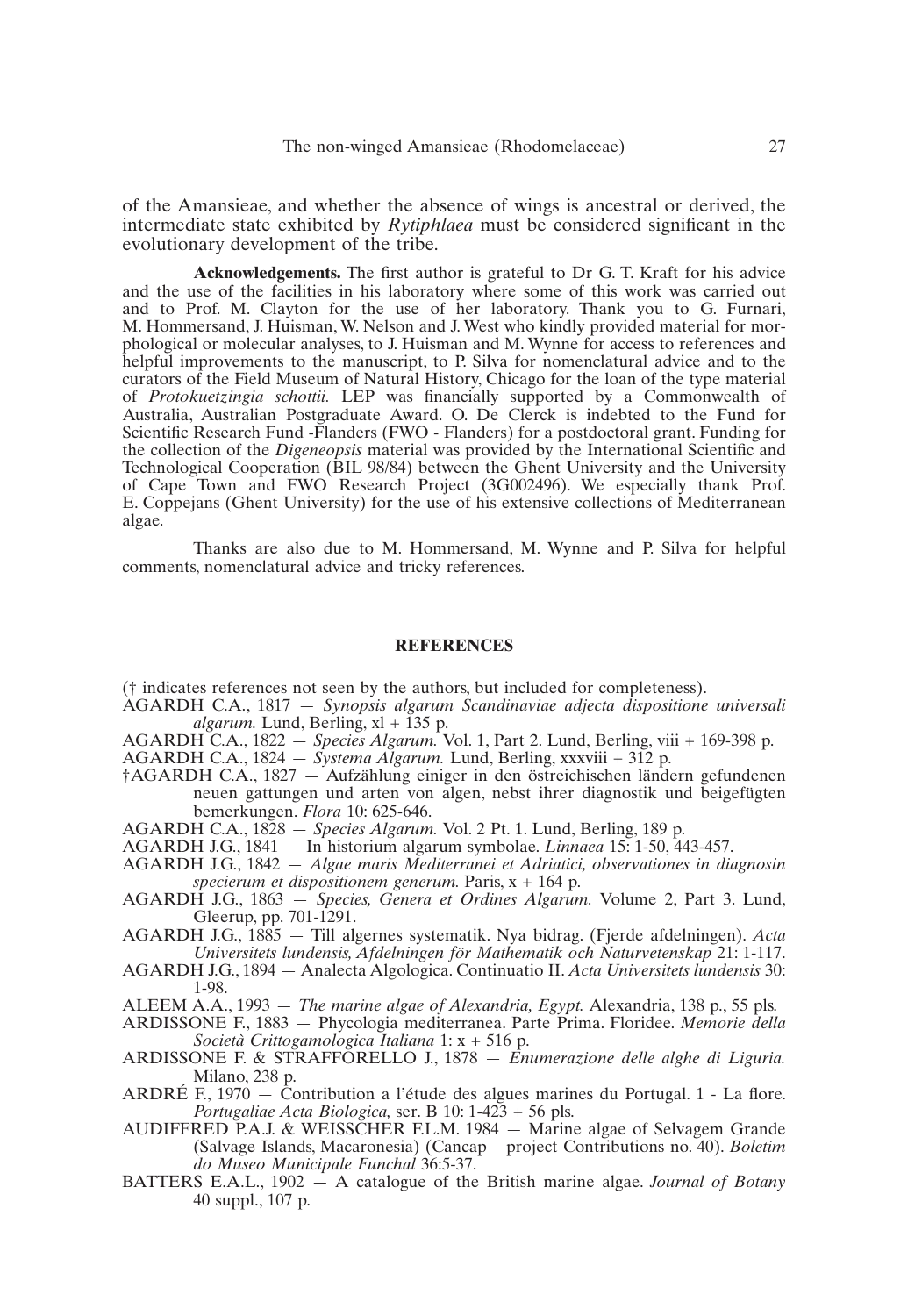of the Amansieae, and whether the absence of wings is ancestral or derived, the intermediate state exhibited by *Rytiphlaea* must be considered significant in the evolutionary development of the tribe.

**Acknowledgements.** The first author is grateful to Dr G. T. Kraft for his advice and the use of the facilities in his laboratory where some of this work was carried out and to Prof. M. Clayton for the use of her laboratory. Thank you to G. Furnari, M. Hommersand, J. Huisman, W. Nelson and J. West who kindly provided material for morphological or molecular analyses, to J. Huisman and M. Wynne for access to references and helpful improvements to the manuscript, to P. Silva for nomenclatural advice and to the curators of the Field Museum of Natural History, Chicago for the loan of the type material of *Protokuetzingia schottii.* LEP was financially supported by a Commonwealth of Australia, Australian Postgraduate Award. O. De Clerck is indebted to the Fund for Scientific Research Fund -Flanders (FWO - Flanders) for a postdoctoral grant. Funding for the collection of the *Digeneopsis* material was provided by the International Scientific and Technological Cooperation (BIL 98/84) between the Ghent University and the University of Cape Town and FWO Research Project (3G002496). We especially thank Prof. E. Coppejans (Ghent University) for the use of his extensive collections of Mediterranean algae.

Thanks are also due to M. Hommersand, M. Wynne and P. Silva for helpful comments, nomenclatural advice and tricky references.

## REFERENCES

(† indicates references not seen by the authors, but included for completeness).

AGARDH C.A., 1817 — *Synopsis algarum Scandinaviae adjecta dispositione universali algarum.* Lund, Berling, xl + 135 p.

AGARDH C.A., 1822 — *Species Algarum.* Vol. 1, Part 2. Lund, Berling, viii + 169-398 p.

AGARDH C.A., 1824 — *Systema Algarum.* Lund, Berling, xxxviii + 312 p.

†AGARDH C.A., 1827 — Aufzählung einiger in den östreichischen ländern gefundenen neuen gattungen und arten von algen, nebst ihrer diagnostik und beigefügten bemerkungen. *Flora* 10: 625-646.

AGARDH C.A., 1828 — *Species Algarum.* Vol. 2 Pt. 1. Lund, Berling, 189 p.

AGARDH J.G., 1841 — In historium algarum symbolae. *Linnaea* 15: 1-50, 443-457.

AGARDH J.G., 1842 — *Algae maris Mediterranei et Adriatici, observationes in diagnosin specierum et dispositionem generum.* Paris, x + 164 p.

AGARDH J.G., 1863 — *Species, Genera et Ordines Algarum.* Volume 2, Part 3. Lund, Gleerup, pp. 701-1291.

AGARDH J.G., 1885 — Till algernes systematik. Nya bidrag. (Fjerde afdelningen). *Acta Universitets lundensis, Afdelningen för Mathematik och Naturvetenskap* 21: 1-117.

AGARDH J.G., 1894 — Analecta Algologica. Continuatio II. *Acta Universitets lundensis* 30: 1-98.

ALEEM A.A., 1993 — *The marine algae of Alexandria, Egypt.* Alexandria, 138 p., 55 pls.

ARDISSONE F., 1883 — Phycologia mediterranea. Parte Prima. Floridee. *Memorie della Società Crittogamologica Italiana* 1: x + 516 p.

ARDISSONE F. & STRAFFORELLO J., 1878 — *Enumerazione delle alghe di Liguria.* Milano, 238 p.

ARDRÉ F., 1970 — Contribution a l'étude des algues marines du Portugal. 1 - La flore. *Portugaliae Acta Biologica,* ser. B 10: 1-423 + 56 pls.

AUDIFFRED P.A.J. & WEISSCHER F.L.M. 1984 — Marine algae of Selvagem Grande (Salvage Islands, Macaronesia) (Cancap – project Contributions no. 40). *Boletim do Museo Municipale Funchal* 36:5-37.

BATTERS E.A.L., 1902 — A catalogue of the British marine algae. *Journal of Botany* 40 suppl., 107 p.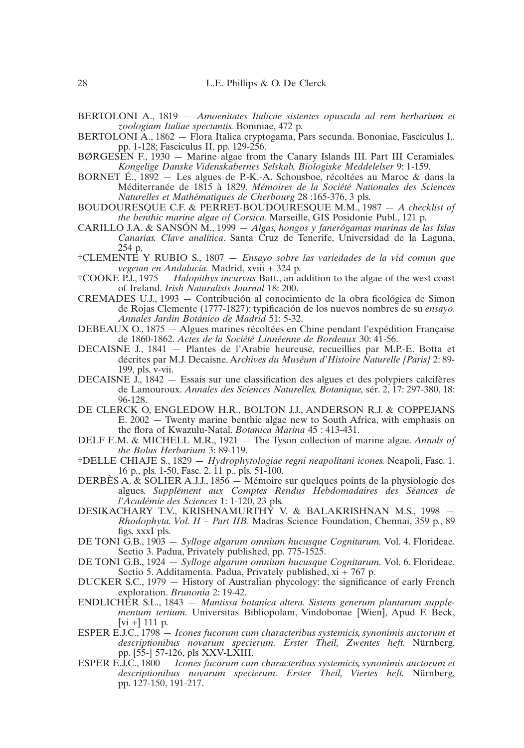BERTOLONI A., 1819 — *Amoenitates Italicae sistentes opuscula ad rem herbarium et zoologiam Italiae spectantis.* Boniniae, 472 p.

BERTOLONI A., 1862 — Flora Italica cryptogama, Pars secunda. Bononiae, Fasciculus I,. pp. 1-128; Fasciculus II, pp. 129-256.

BØRGESEN F., 1930 — Marine algae from the Canary Islands III. Part III Ceramiales. *Kongelige Danske Videnskabernes Selskab, Biologiske Meddelelser* 9: 1-159.

BORNET É., 1892 — Les algues de P.-K.-A. Schousboe, récoltées au Maroc & dans la Méditerranée de 1815 à 1829. *Mémoires de la Société Nationales des Sciences Naturelles et Mathématiques de Cherbourg* 28 :165-376, 3 pls.

BOUDOURESQUE C.F. & PERRET-BOUDOURESQUE M.M., 1987 — *A checklist of the benthic marine algae of Corsica.* Marseille, GIS Posidonie Publ., 121 p.

CARILLO J.A. & SANSÓN M., 1999 — *Algas, hongos y fanerógamas marinas de las Islas Canarias. Clave analítica*. Santa Cruz de Tenerife, Universidad de la Laguna, 254 p.

†CLEMENTE Y RUBIO S., 1807 — *Ensayo sobre las variedades de la vid comun que vegetan en Andalucía.* Madrid, xviii + 324 p.

†COOKE P.J., 1975 — *Halopithys incurvus* Batt., an addition to the algae of the west coast of Ireland. *Irish Naturalists Journal* 18: 200.

CREMADES U.J., 1993 — Contribución al conocimiento de la obra ficológica de Simon de Rojas Clemente (1777-1827): typificación de los nuevos nombres de su *ensayo. Annales Jardin Botánico de Madrid* 51: 5-32.

DEBEAUX O., 1875 — Algues marines récoltées en Chine pendant l'expédition Française de 1860-1862. *Actes de la Société Linnéenne de Bordeaux* 30: 41-56.

DECAISNE J., 1841 — Plantes de l'Arabie heureuse, recueillies par M.P.-E. Botta et décrites par M.J. Decaisne. A*rchives du Muséum d'Histoire Naturelle [Paris]* 2: 89-199, pls. v-vii.

DECAISNE J., 1842 — Essais sur une classification des algues et des polypiers calcifères de Lamouroux. *Annales des Sciences Naturelles, Botanique,* sér. 2, 17: 297-380, 18: 96-128.

DE CLERCK O, ENGLEDOW H.R., BOLTON J.J., ANDERSON R.J. & COPPEJANS E. 2002 — Twenty marine benthic algae new to South Africa, with emphasis on the flora of Kwazulu-Natal. *Botanica Marina* 45 : 413-431.

DELF E.M. & MICHELL M.R., 1921 — The Tyson collection of marine algae. *Annals of the Bolus Herbarium* 3: 89-119.

†DELLE CHIAJE S., 1829 — *Hydrophytologiae regni neapolitani icones.* Neapoli, Fasc. 1. 16 p., pls. 1-50, Fasc. 2. 11 p., pls. 51-100.

DERBÈS A. & SOLIER A.J.J., 1856 — Mémoire sur quelques points de la physiologie des algues. *Supplément aux Comptes Rendus Hebdomadaires des Séances de l'Académie des Sciences* 1: 1-120, 23 pls.

DESIKACHARY T.V., KRISHNAMURTHY V. & BALAKRISHNAN M.S., 1998 — *Rhodophyta. Vol. II – Part IIB.* Madras Science Foundation, Chennai, 359 p., 89 figs, xxxI pls.

DE TONI G.B., 1903 — *Sylloge algarum omnium hucusque Cognitarum.* Vol. 4. Florideae. Sectio 3. Padua, Privately published, pp. 775-1525.

DE TONI G.B., 1924 — *Sylloge algarum omnium hucusque Cognitarum.* Vol. 6. Florideae. Sectio 5. Additamenta. Padua, Privately published, xi + 767 p.

DUCKER S.C., 1979 — History of Australian phycology: the significance of early French exploration. *Brunonia* 2: 19-42.

ENDLICHER S.L., 1843 — *Mantissa botanica altera. Sistens generum plantarum supplementum tertium.* Universitas Bibliopolam, Vindobonae [Wien], Apud F. Beck, [vi +] 111 p.

ESPER E.J.C., 1798 — *Icones fucorum cum characteribus systemicis, synonimis auctorum et descriptionibus novarum specierum. Erster Theil, Zwentes heft.* Nürnberg, pp. [55-] 57-126, pls XXV-LXIII.

ESPER E.J.C., 1800 — *Icones fucorum cum characteribus systemicis, synonimis auctorum et descriptionibus novarum specierum. Erster Theil, Viertes heft.* Nürnberg, pp. 127-150, 191-217.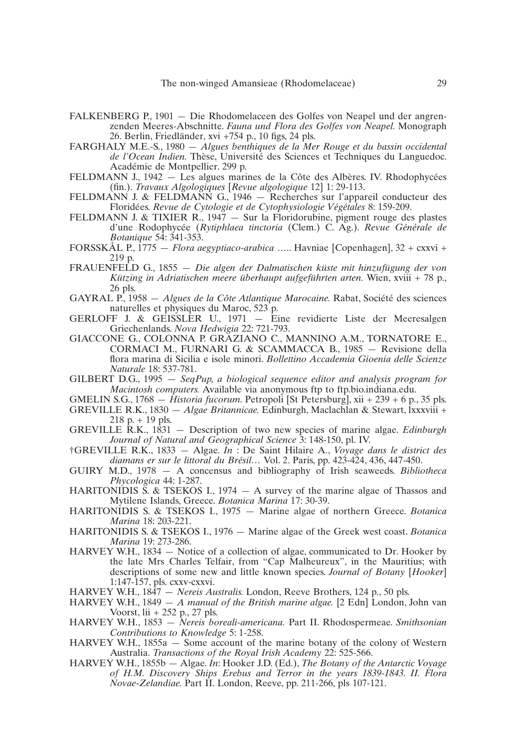FALKENBERG P., 1901 — Die Rhodomelaceen des Golfes von Neapel und der angrenzenden Meeres-Abschnitte. *Fauna und Flora des Golfes von Neapel.* Monograph 26. Berlin, Friedländer, xvi +754 p., 10 figs, 24 pls.

FARGHALY M.E.-S., 1980 — *Algues benthiques de la Mer Rouge et du bassin occidental de l'Ocean Indien.* Thèse, Université des Sciences et Techniques du Languedoc. Académie de Montpellier. 299 p.

FELDMANN J., 1942 — Les algues marines de la Côte des Albères. IV. Rhodophycées (fin.). *Travaux Algologiques* [*Revue algologique* 12] 1: 29-113.

FELDMANN J. & FELDMANN G., 1946 — Recherches sur l'appareil conducteur des Floridées. *Revue de Cytologie et de Cytophysiologie Végétales* 8: 159-209.

FELDMANN J. & TIXIER R., 1947 — Sur la Floridorubine, pigment rouge des plastes d'une Rodophycée (*Rytiphlaea tinctoria* (Clem.) C. Ag.). *Revue Générale de Botanique* 54: 341-353.

FORSSKÅL P., 1775 — *Flora aegyptiaco-arabica* ….. Havniae [Copenhagen], 32 + cxxvi + 219 p.

FRAUENFELD G., 1855 — *Die algen der Dalmatischen küste mit hinzufügung der von Kützing in Adriatischen meere überhaupt aufgeführten arten.* Wien, xviii + 78 p., 26 pls.

GAYRAL P., 1958 — *Algues de la Côte Atlantique Marocaine.* Rabat, Société des sciences naturelles et physiques du Maroc, 523 p.

GERLOFF J. & GEISSLER U., 1971 — Eine revidierte Liste der Meeresalgen Griechenlands. *Nova Hedwigia* 22: 721-793.

GIACCONE G., COLONNA P. GRAZIANO C., MANNINO A.M., TORNATORE E., CORMACI M., FURNARI G. & SCAMMACCA B., 1985 — Revisione della flora marina di Sicilia e isole minori. *Bollettino Accademia Gioenia delle Scienze Naturale* 18: 537-781.

GILBERT D.G., 1995 — *SeqPup, a biological sequence editor and analysis program for Macintosh computers.* Available via anonymous ftp to ftp.bio.indiana.edu.

GMELIN S.G., 1768 — *Historia fucorum.* Petropoli [St Petersburg], xii + 239 + 6 p., 35 pls.

GREVILLE R.K., 1830 — *Algae Britannicae.* Edinburgh, Maclachlan & Stewart, lxxxviii + 218 p. + 19 pls.

GREVILLE R.K., 1831 — Description of two new species of marine algae. *Edinburgh Journal of Natural and Geographical Science* 3: 148-150, pl. IV.

†GREVILLE R.K., 1833 — Algae. *In* : De Saint Hilaire A., *Voyage dans le district des diamans er sur le littoral du Brésil…* Vol. 2. Paris, pp. 423-424, 436, 447-450.

GUIRY M.D., 1978 — A concensus and bibliography of Irish seaweeds. *Bibliotheca Phycologica* 44: 1-287.

HARITONIDIS S. & TSEKOS I., 1974 — A survey of the marine algae of Thassos and Mytilene Islands, Greece. *Botanica Marina* 17: 30-39.

HARITONIDIS S. & TSEKOS I., 1975 — Marine algae of northern Greece. *Botanica Marina* 18: 203-221.

HARITONIDIS S. & TSEKOS I., 1976 — Marine algae of the Greek west coast. *Botanica Marina* 19: 273-286.

HARVEY W.H., 1834 — Notice of a collection of algae, communicated to Dr. Hooker by the late Mrs Charles Telfair, from "Cap Malheureux", in the Mauritius; with descriptions of some new and little known species. *Journal of Botany* [*Hooker*] 1:147-157, pls. cxxv-cxxvi.

HARVEY W.H., 1847 — *Nereis Australis.* London, Reeve Brothers, 124 p., 50 pls.

HARVEY W.H., 1849 — *A manual of the British marine algae.* [2 Edn] London, John van Voorst, lii + 252 p., 27 pls.

HARVEY W.H., 1853 — *Nereis boreali-americana.* Part II. Rhodospermeae. *Smithsonian Contributions to Knowledge* 5: 1-258.

HARVEY W.H., 1855a — Some account of the marine botany of the colony of Western Australia. *Transactions of the Royal Irish Academy* 22: 525-566.

HARVEY W.H., 1855b — Algae. *In*: Hooker J.D. (Ed.), *The Botany of the Antarctic Voyage of H.M. Discovery Ships Erebus and Terror in the years 1839-1843. II. Flora Novae-Zelandiae.* Part II. London, Reeve, pp. 211-266, pls 107-121.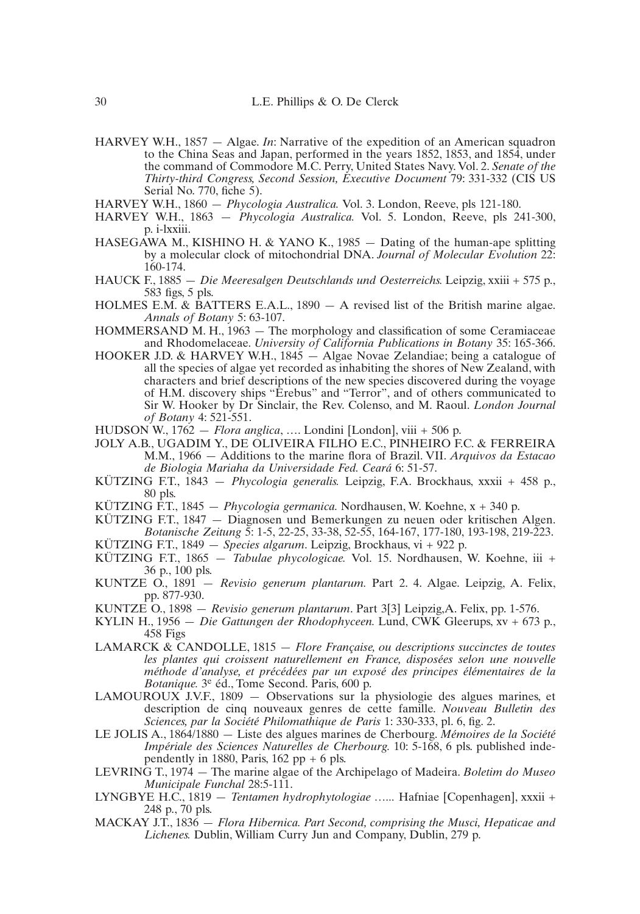HARVEY W.H., 1857 — Algae. *In*: Narrative of the expedition of an American squadron to the China Seas and Japan, performed in the years 1852, 1853, and 1854, under the command of Commodore M.C. Perry, United States Navy. Vol. 2. *Senate of the Thirty-third Congress, Second Session, Executive Document* 79: 331-332 (CIS US Serial No. 770, fiche 5).

HARVEY W.H., 1860 — *Phycologia Australica.* Vol. 3. London, Reeve, pls 121-180.

HARVEY W.H., 1863 — *Phycologia Australica.* Vol. 5. London, Reeve, pls 241-300, p. i-lxxiii.

HASEGAWA M., KISHINO H. & YANO K., 1985 — Dating of the human-ape splitting by a molecular clock of mitochondrial DNA. *Journal of Molecular Evolution* 22: 160-174.

HAUCK F., 1885 — *Die Meeresalgen Deutschlands und Oesterreichs.* Leipzig, xxiii + 575 p., 583 figs, 5 pls.

HOLMES E.M. & BATTERS E.A.L., 1890 — A revised list of the British marine algae. *Annals of Botany* 5: 63-107.

HOMMERSAND M. H., 1963 — The morphology and classification of some Ceramiaceae and Rhodomelaceae. *University of California Publications in Botany* 35: 165-366.

HOOKER J.D. & HARVEY W.H., 1845 — Algae Novae Zelandiae; being a catalogue of all the species of algae yet recorded as inhabiting the shores of New Zealand, with characters and brief descriptions of the new species discovered during the voyage of H.M. discovery ships "Erebus" and "Terror", and of others communicated to Sir W. Hooker by Dr Sinclair, the Rev. Colenso, and M. Raoul. *London Journal of Botany* 4: 521-551.

HUDSON W., 1762 — *Flora anglica*, …. Londini [London], viii + 506 p.

JOLY A.B., UGADIM Y., DE OLIVEIRA FILHO E.C., PINHEIRO F.C. & FERREIRA M.M., 1966 — Additions to the marine flora of Brazil. VII. *Arquivos da Estacao de Biologia Mariaha da Universidade Fed. Ceará* 6: 51-57.

KÜTZING F.T., 1843 — *Phycologia generalis.* Leipzig, F.A. Brockhaus, xxxii + 458 p., 80 pls.

KÜTZING F.T., 1845 — *Phycologia germanica.* Nordhausen, W. Koehne, x + 340 p.

KÜTZING F.T., 1847 — Diagnosen und Bemerkungen zu neuen oder kritischen Algen. *Botanische Zeitung* 5: 1-5, 22-25, 33-38, 52-55, 164-167, 177-180, 193-198, 219-223.

KÜTZING F.T., 1849 — *Species algarum*. Leipzig, Brockhaus, vi + 922 p.

KÜTZING F.T., 1865 — *Tabulae phycologicae.* Vol. 15. Nordhausen, W. Koehne, iii + 36 p., 100 pls.

KUNTZE O., 1891 — *Revisio generum plantarum.* Part 2. 4. Algae. Leipzig, A. Felix, pp. 877-930.

KUNTZE O., 1898 — *Revisio generum plantarum*. Part 3[3] Leipzig,A. Felix, pp. 1-576.

KYLIN H., 1956 — *Die Gattungen der Rhodophyceen.* Lund, CWK Gleerups, xv + 673 p., 458 Figs

LAMARCK & CANDOLLE, 1815 — *Flore Française, ou descriptions succinctes de toutes les plantes qui croissent naturellement en France, disposées selon une nouvelle méthode d'analyse, et précédées par un exposé des principes élémentaires de la Botanique.* 3e éd., Tome Second. Paris, 600 p.

LAMOUROUX J.V.F., 1809 — Observations sur la physiologie des algues marines, et description de cinq nouveaux genres de cette famille. *Nouveau Bulletin des Sciences, par la Société Philomathique de Paris* 1: 330-333, pl. 6, fig. 2.

LE JOLIS A., 1864/1880 — Liste des algues marines de Cherbourg. *Mémoires de la Société Impériale des Sciences Naturelles de Cherbourg.* 10: 5-168, 6 pls. published independently in 1880, Paris, 162 pp + 6 pls.

LEVRING T., 1974 — The marine algae of the Archipelago of Madeira. *Boletim do Museo Municipale Funchal* 28:5-111.

LYNGBYE H.C., 1819 — *Tentamen hydrophytologiae* …... Hafniae [Copenhagen], xxxii + 248 p., 70 pls.

MACKAY J.T., 1836 — *Flora Hibernica. Part Second, comprising the Musci, Hepaticae and Lichenes.* Dublin, William Curry Jun and Company, Dublin, 279 p.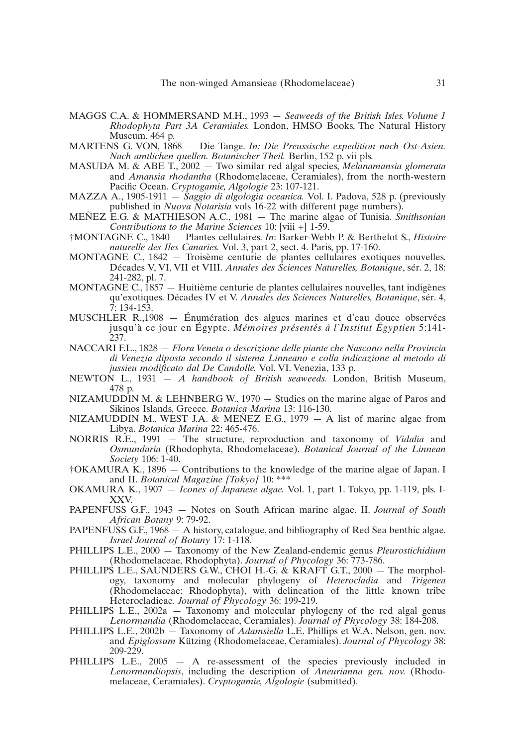MAGGS C.A. & HOMMERSAND M.H., 1993 — *Seaweeds of the British Isles. Volume 1 Rhodophyta Part 3A Ceramiales.* London, HMSO Books, The Natural History Museum, 464 p.

MARTENS G. VON, 1868 — Die Tange. *In: Die Preussische expedition nach Ost-Asien. Nach amtlichen quellen. Botanischer Theil.* Berlin, 152 p. vii pls.

MASUDA M. & ABE T., 2002 — Two similar red algal species, *Melanamansia glomerata* and *Amansia rhodantha* (Rhodomelaceae, Ceramiales), from the north-western Pacific Ocean. *Cryptogamie, Algologie* 23: 107-121.

MAZZA A., 1905-1911 — *Saggio di algologia oceanica.* Vol. I. Padova, 528 p. (previously published in *Nuova Notarisia* vols 16-22 with different page numbers).

MEÑEZ E.G. & MATHIESON A.C., 1981 — The marine algae of Tunisia. *Smithsonian Contributions to the Marine Sciences* 10: [viii +] 1-59.

†MONTAGNE C., 1840 — Plantes cellulaires. *In*: Barker-Webb P. & Berthelot S., *Histoire naturelle des Iles Canaries.* Vol. 3, part 2, sect. 4. Paris, pp. 17-160.

MONTAGNE C., 1842 — Troisème centurie de plantes cellulaires exotiques nouvelles. Décades V, VI, VII et VIII. *Annales des Sciences Naturelles, Botanique*, sér. 2, 18: 241-282, pl. 7.

MONTAGNE C., 1857 — Huitième centurie de plantes cellulaires nouvelles, tant indigènes qu'exotiques. Décades IV et V. *Annales des Sciences Naturelles, Botanique*, sér. 4, 7: 134-153.

MUSCHLER R.,1908 — Énumération des algues marines et d'eau douce observées jusqu'à ce jour en Égypte. *Mémoires présentés à l'Institut Égyptien* 5:141-237.

NACCARI F.L., 1828 — *Flora Veneta o descrizione delle piante che Nascono nella Provincia di Venezia diposta secondo il sistema Linneano e colla indicazione al metodo di jussieu modificato dal De Candolle.* Vol. VI. Venezia, 133 p.

NEWTON L., 1931 — *A handbook of British seaweeds.* London, British Museum, 478 p.

NIZAMUDDIN M. & LEHNBERG W., 1970 — Studies on the marine algae of Paros and Sikinos Islands, Greece. *Botanica Marina* 13: 116-130.

NIZAMUDDIN M., WEST J.A. & MEÑEZ E.G., 1979 — A list of marine algae from Libya. *Botanica Marina* 22: 465-476.

NORRIS R.E., 1991 — The structure, reproduction and taxonomy of *Vidalia* and *Osmundaria* (Rhodophyta, Rhodomelaceae). *Botanical Journal of the Linnean Society* 106: 1-40.

†OKAMURA K., 1896 — Contributions to the knowledge of the marine algae of Japan. I and II. *Botanical Magazine [Tokyo]* 10: ***

OKAMURA K., 1907 — *Icones of Japanese algae.* Vol. 1, part 1. Tokyo, pp. 1-119, pls. I-XXV.

PAPENFUSS G.F., 1943 — Notes on South African marine algae. II. *Journal of South African Botany* 9: 79-92.

PAPENFUSS G.F., 1968 — A history, catalogue, and bibliography of Red Sea benthic algae. *Israel Journal of Botany* 17: 1-118.

PHILLIPS L.E., 2000 — Taxonomy of the New Zealand-endemic genus *Pleurostichidium* (Rhodomelaceae, Rhodophyta). *Journal of Phycology* 36: 773-786.

PHILLIPS L.E., SAUNDERS G.W., CHOI H.-G. & KRAFT G.T., 2000 — The morphology, taxonomy and molecular phylogeny of *Heterocladia* and *Trigenea* (Rhodomelaceae: Rhodophyta), with delineation of the little known tribe Heterocladieae. *Journal of Phycology* 36: 199-219.

PHILLIPS L.E., 2002a — Taxonomy and molecular phylogeny of the red algal genus *Lenormandia* (Rhodomelaceae, Ceramiales). *Journal of Phycology* 38: 184-208.

PHILLIPS L.E., 2002b — Taxonomy of *Adamsiella* L.E. Phillips et W.A. Nelson, gen. nov. and *Epiglossum* Kützing (Rhodomelaceae, Ceramiales). *Journal of Phycology* 38: 209-229.

PHILLIPS L.E., 2005 — A re-assessment of the species previously included in *Lenormandiopsis*, including the description of *Aneurianna gen. nov.* (Rhodomelaceae, Ceramiales). *Cryptogamie, Algologie* (submitted).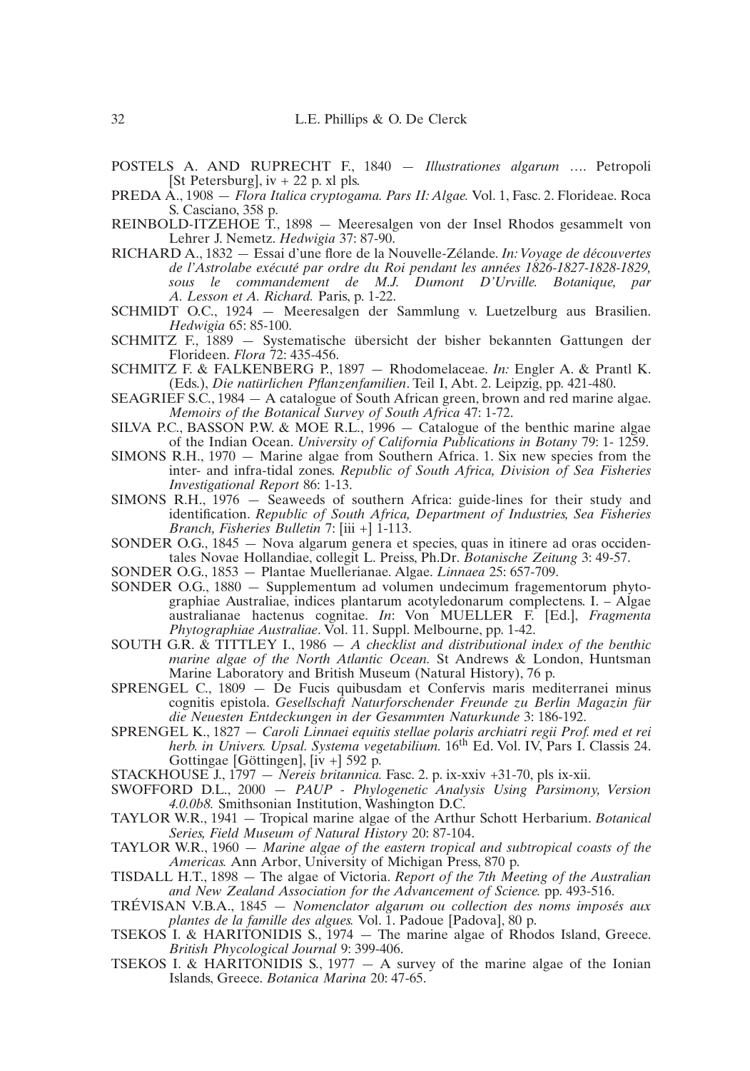POSTELS A. AND RUPRECHT F., 1840 — *Illustrationes algarum* …. Petropoli [St Petersburg], iv + 22 p. xl pls.

PREDA A., 1908 — *Flora Italica cryptogama. Pars II: Algae.* Vol. 1, Fasc. 2. Florideae. Roca S. Casciano, 358 p.

REINBOLD-ITZEHOE T., 1898 — Meeresalgen von der Insel Rhodos gesammelt von Lehrer J. Nemetz. *Hedwigia* 37: 87-90.

RICHARD A., 1832 — Essai d'une flore de la Nouvelle-Zélande. *In: Voyage de découvertes de l'Astrolabe exécuté par ordre du Roi pendant les années 1826-1827-1828-1829, sous le commandement de M.J. Dumont D'Urville. Botanique, par A. Lesson et A. Richard.* Paris, p. 1-22.

SCHMIDT O.C., 1924 — Meeresalgen der Sammlung v. Luetzelburg aus Brasilien. *Hedwigia* 65: 85-100.

SCHMITZ F., 1889 — Systematische übersicht der bisher bekannten Gattungen der Florideen. *Flora* 72: 435-456.

SCHMITZ F. & FALKENBERG P., 1897 — Rhodomelaceae. *In:* Engler A. & Prantl K. (Eds.), *Die natürlichen Pflanzenfamilien*. Teil I, Abt. 2. Leipzig, pp. 421-480.

SEAGRIEF S.C., 1984 — A catalogue of South African green, brown and red marine algae. *Memoirs of the Botanical Survey of South Africa* 47: 1-72.

SILVA P.C., BASSON P.W. & MOE R.L., 1996 — Catalogue of the benthic marine algae of the Indian Ocean. *University of California Publications in Botany* 79: 1- 1259.

SIMONS R.H., 1970 — Marine algae from Southern Africa. 1. Six new species from the inter- and infra-tidal zones. *Republic of South Africa, Division of Sea Fisheries Investigational Report* 86: 1-13.

SIMONS R.H., 1976 — Seaweeds of southern Africa: guide-lines for their study and identification. *Republic of South Africa, Department of Industries, Sea Fisheries Branch, Fisheries Bulletin* 7: [iii +] 1-113.

SONDER O.G., 1845 — Nova algarum genera et species, quas in itinere ad oras occidentales Novae Hollandiae, collegit L. Preiss, Ph.Dr. *Botanische Zeitung* 3: 49-57.

SONDER O.G., 1853 — Plantae Muellerianae. Algae. *Linnaea* 25: 657-709.

SONDER O.G., 1880 — Supplementum ad volumen undecimum fragementorum phytographiae Australiae, indices plantarum acotyledonarum complectens. I. – Algae australianae hactenus cognitae. *In*: Von MUELLER F. [Ed.], *Fragmenta Phytographiae Australiae*. Vol. 11. Suppl. Melbourne, pp. 1-42.

SOUTH G.R. & TITTLEY I., 1986 — *A checklist and distributional index of the benthic marine algae of the North Atlantic Ocean.* St Andrews & London, Huntsman Marine Laboratory and British Museum (Natural History), 76 p.

SPRENGEL C., 1809 — De Fucis quibusdam et Confervis maris mediterranei minus cognitis epistola. *Gesellschaft Naturforschender Freunde zu Berlin Magazin für die Neuesten Entdeckungen in der Gesammten Naturkunde* 3: 186-192.

SPRENGEL K., 1827 — *Caroli Linnaei equitis stellae polaris archiatri regii Prof. med et rei herb. in Univers. Upsal. Systema vegetabilium.* 16th Ed. Vol. IV, Pars I. Classis 24. Gottingae [Göttingen], [iv +] 592 p.

STACKHOUSE J., 1797 — *Nereis britannica.* Fasc. 2. p. ix-xxiv +31-70, pls ix-xii.

SWOFFORD D.L., 2000 — *PAUP - Phylogenetic Analysis Using Parsimony, Version 4.0.0b8.* Smithsonian Institution, Washington D.C.

TAYLOR W.R., 1941 — Tropical marine algae of the Arthur Schott Herbarium. *Botanical Series, Field Museum of Natural History* 20: 87-104.

TAYLOR W.R., 1960 — *Marine algae of the eastern tropical and subtropical coasts of the Americas.* Ann Arbor, University of Michigan Press, 870 p.

TISDALL H.T., 1898 — The algae of Victoria. *Report of the 7th Meeting of the Australian and New Zealand Association for the Advancement of Science.* pp. 493-516.

TRÉVISAN V.B.A., 1845 — *Nomenclator algarum ou collection des noms imposés aux plantes de la famille des algues.* Vol. 1. Padoue [Padova], 80 p.

TSEKOS I. & HARITONIDIS S., 1974 — The marine algae of Rhodos Island, Greece. *British Phycological Journal* 9: 399-406.

TSEKOS I. & HARITONIDIS S., 1977 — A survey of the marine algae of the Ionian Islands, Greece. *Botanica Marina* 20: 47-65.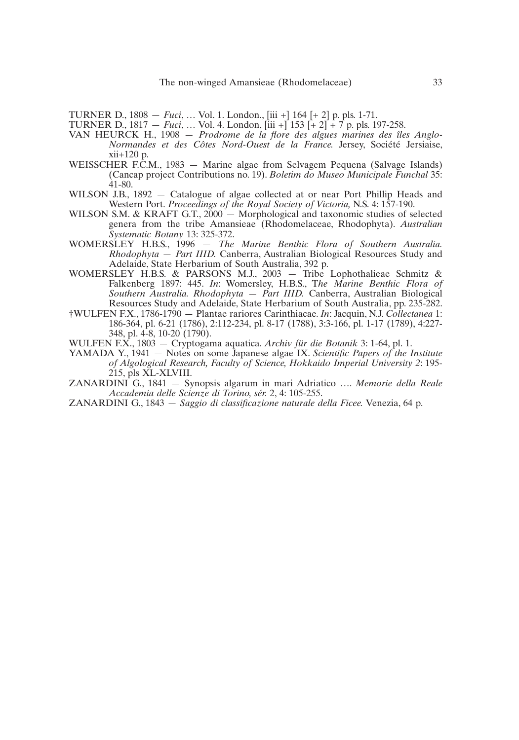TURNER D., 1808 — *Fuci*, … Vol. 1. London., [iii +] 164 [+ 2] p. pls. 1-71.

TURNER D., 1817 — *Fuci*, … Vol. 4. London, [iii +] 153 [+ 2] + 7 p. pls. 197-258.

VAN HEURCK H., 1908 — *Prodrome de la flore des algues marines des îles Anglo-Normandes et des Côtes Nord-Ouest de la France.* Jersey, Société Jersiaise, xii+120 p.

WEISSCHER F.C.M., 1983 — Marine algae from Selvagem Pequena (Salvage Islands) (Cancap project Contributions no. 19). *Boletim do Museo Municipale Funchal* 35: 41-80.

WILSON J.B., 1892 — Catalogue of algae collected at or near Port Phillip Heads and Western Port. *Proceedings of the Royal Society of Victoria,* N.S. 4: 157-190.

WILSON S.M. & KRAFT G.T., 2000 — Morphological and taxonomic studies of selected genera from the tribe Amansieae (Rhodomelaceae, Rhodophyta). *Australian Systematic Botany* 13: 325-372.

WOMERSLEY H.B.S., 1996 — *The Marine Benthic Flora of Southern Australia. Rhodophyta — Part IIID.* Canberra, Australian Biological Resources Study and Adelaide, State Herbarium of South Australia, 392 p.

WOMERSLEY H.B.S. & PARSONS M.J., 2003 — Tribe Lophothalieae Schmitz & Falkenberg 1897: 445. *In*: Womersley, H.B.S., T*he Marine Benthic Flora of Southern Australia. Rhodophyta — Part IIID.* Canberra, Australian Biological Resources Study and Adelaide, State Herbarium of South Australia, pp. 235-282.

†WULFEN F.X., 1786-1790 — Plantae rariores Carinthiacae. *In*: Jacquin, N.J. *Collectanea* 1: 186-364, pl. 6-21 (1786), 2:112-234, pl. 8-17 (1788), 3:3-166, pl. 1-17 (1789), 4:227-348, pl. 4-8, 10-20 (1790).

WULFEN F.X., 1803 — Cryptogama aquatica. *Archiv für die Botanik* 3: 1-64, pl. 1.

YAMADA Y., 1941 — Notes on some Japanese algae IX. *Scientific Papers of the Institute of Algological Research, Faculty of Science, Hokkaido Imperial University 2*: 195-215, pls XL-XLVIII.

ZANARDINI G., 1841 — Synopsis algarum in mari Adriatico …. *Memorie della Reale Accademia delle Scienze di Torino, sér.* 2, 4: 105-255.

ZANARDINI G., 1843 — *Saggio di classificazione naturale della Ficee.* Venezia, 64 p.